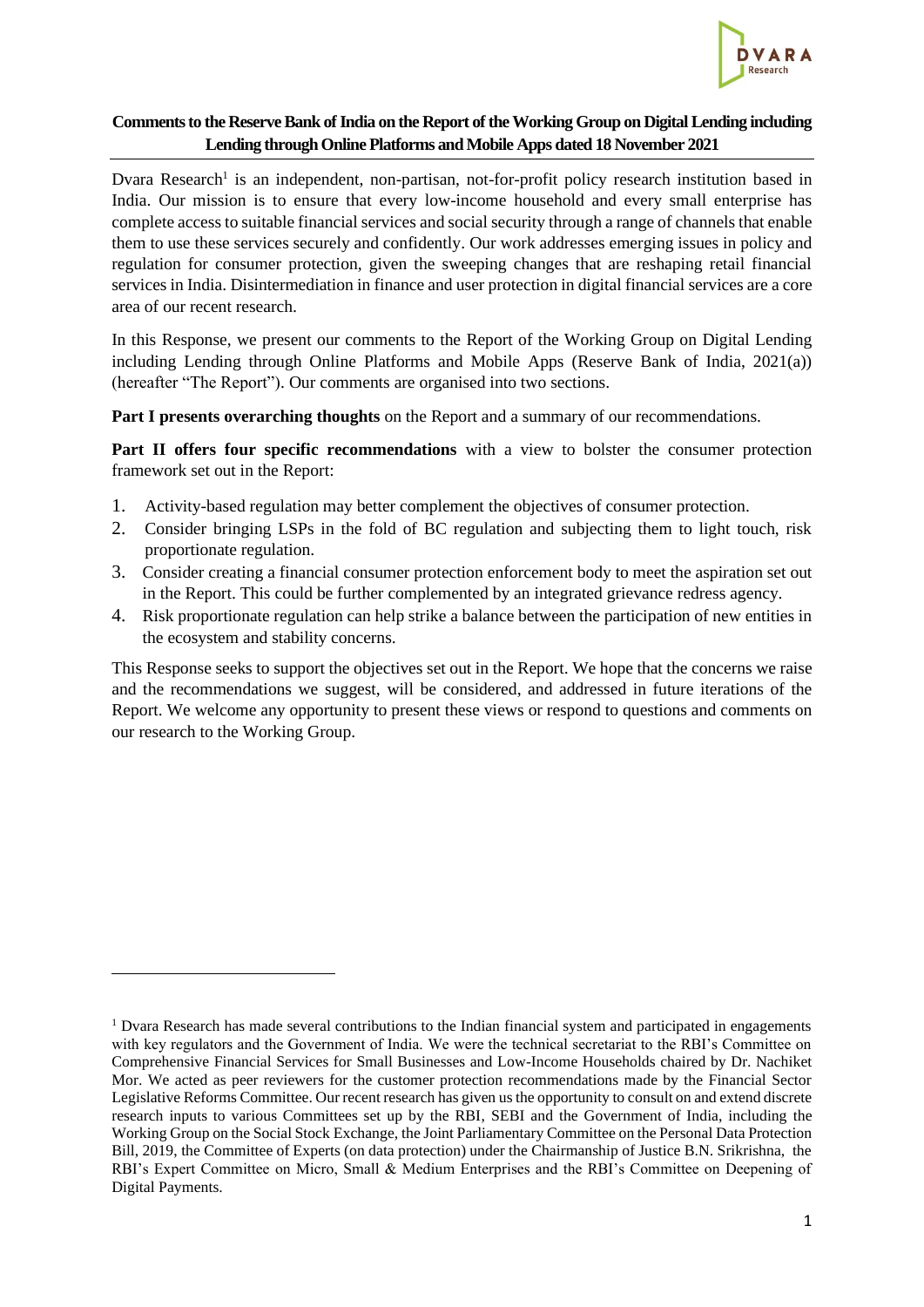## Comments to the Reserve Bank of India on the Report of the Working Group on Digital Lending including Lending through Online Platforms and Mobile Apps dated 18 November 2021

Dvara Research[1] is an independent, non-partisan, not-for-profit policy research institution based in India. Our mission is to ensure that every low-income household and every small enterprise has complete access to suitable financial services and social security through a range of channels that enable them to use these services securely and confidently. Our work addresses emerging issues in policy and regulation for consumer protection, given the sweeping changes that are reshaping retail financial services in India. Disintermediation in finance and user protection in digital financial services are a core area of our recent research.

In this Response, we present our comments to the Report of the Working Group on Digital Lending including Lending through Online Platforms and Mobile Apps (Reserve Bank of India, 2021(a)) (hereafter "The Report"). Our comments are organised into two sections.

**Part I presents overarching thoughts** on the Report and a summary of our recommendations.

**Part II offers four specific recommendations** with a view to bolster the consumer protection framework set out in the Report:

1. Activity-based regulation may better complement the objectives of consumer protection.
2. Consider bringing LSPs in the fold of BC regulation and subjecting them to light touch, risk proportionate regulation.
3. Consider creating a financial consumer protection enforcement body to meet the aspiration set out in the Report. This could be further complemented by an integrated grievance redress agency.
4. Risk proportionate regulation can help strike a balance between the participation of new entities in the ecosystem and stability concerns.

This Response seeks to support the objectives set out in the Report. We hope that the concerns we raise and the recommendations we suggest, will be considered, and addressed in future iterations of the Report. We welcome any opportunity to present these views or respond to questions and comments on our research to the Working Group.

---

[1] Dvara Research has made several contributions to the Indian financial system and participated in engagements with key regulators and the Government of India. We were the technical secretariat to the RBI's Committee on Comprehensive Financial Services for Small Businesses and Low-Income Households chaired by Dr. Nachiket Mor. We acted as peer reviewers for the customer protection recommendations made by the Financial Sector Legislative Reforms Committee. Our recent research has given us the opportunity to consult on and extend discrete research inputs to various Committees set up by the RBI, SEBI and the Government of India, including the Working Group on the Social Stock Exchange, the Joint Parliamentary Committee on the Personal Data Protection Bill, 2019, the Committee of Experts (on data protection) under the Chairmanship of Justice B.N. Srikrishna, the RBI's Expert Committee on Micro, Small & Medium Enterprises and the RBI's Committee on Deepening of Digital Payments.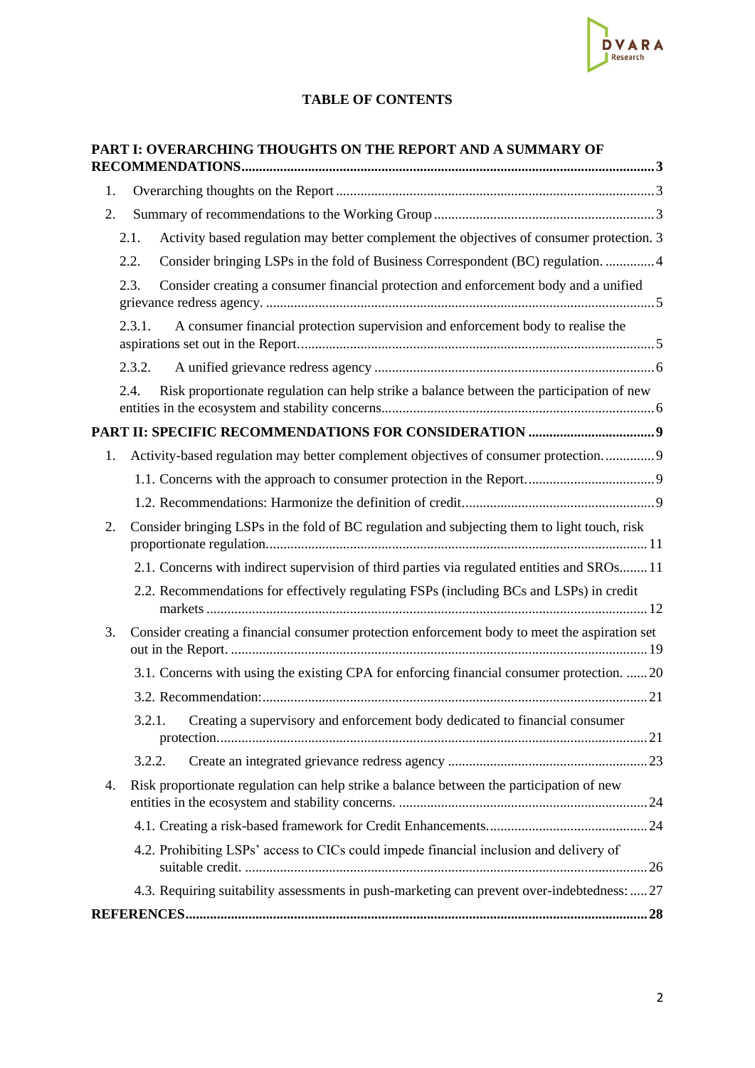**TABLE OF CONTENTS**

**PART I: OVERARCHING THOUGHTS ON THE REPORT AND A SUMMARY OF RECOMMENDATIONS** ..... 3

1. Overarching thoughts on the Report ..... 3
2. Summary of recommendations to the Working Group ..... 3
   - 2.1. Activity based regulation may better complement the objectives of consumer protection. 3
   - 2.2. Consider bringing LSPs in the fold of Business Correspondent (BC) regulation. ..... 4
   - 2.3. Consider creating a consumer financial protection and enforcement body and a unified grievance redress agency. ..... 5
   - 2.3.1. A consumer financial protection supervision and enforcement body to realise the aspirations set out in the Report ..... 5
   - 2.3.2. A unified grievance redress agency ..... 6
   - 2.4. Risk proportionate regulation can help strike a balance between the participation of new entities in the ecosystem and stability concerns ..... 6

**PART II: SPECIFIC RECOMMENDATIONS FOR CONSIDERATION** ..... 9

1. Activity-based regulation may better complement objectives of consumer protection. ..... 9
   - 1.1. Concerns with the approach to consumer protection in the Report. ..... 9
   - 1.2. Recommendations: Harmonize the definition of credit. ..... 9
2. Consider bringing LSPs in the fold of BC regulation and subjecting them to light touch, risk proportionate regulation. ..... 11
   - 2.1. Concerns with indirect supervision of third parties via regulated entities and SROs ..... 11
   - 2.2. Recommendations for effectively regulating FSPs (including BCs and LSPs) in credit markets ..... 12
3. Consider creating a financial consumer protection enforcement body to meet the aspiration set out in the Report. ..... 19
   - 3.1. Concerns with using the existing CPA for enforcing financial consumer protection. ..... 20
   - 3.2. Recommendation: ..... 21
   - 3.2.1. Creating a supervisory and enforcement body dedicated to financial consumer protection. ..... 21
   - 3.2.2. Create an integrated grievance redress agency ..... 23
4. Risk proportionate regulation can help strike a balance between the participation of new entities in the ecosystem and stability concerns. ..... 24
   - 4.1. Creating a risk-based framework for Credit Enhancements. ..... 24
   - 4.2. Prohibiting LSPs' access to CICs could impede financial inclusion and delivery of suitable credit. ..... 26
   - 4.3. Requiring suitability assessments in push-marketing can prevent over-indebtedness: ..... 27

**REFERENCES** ..... 28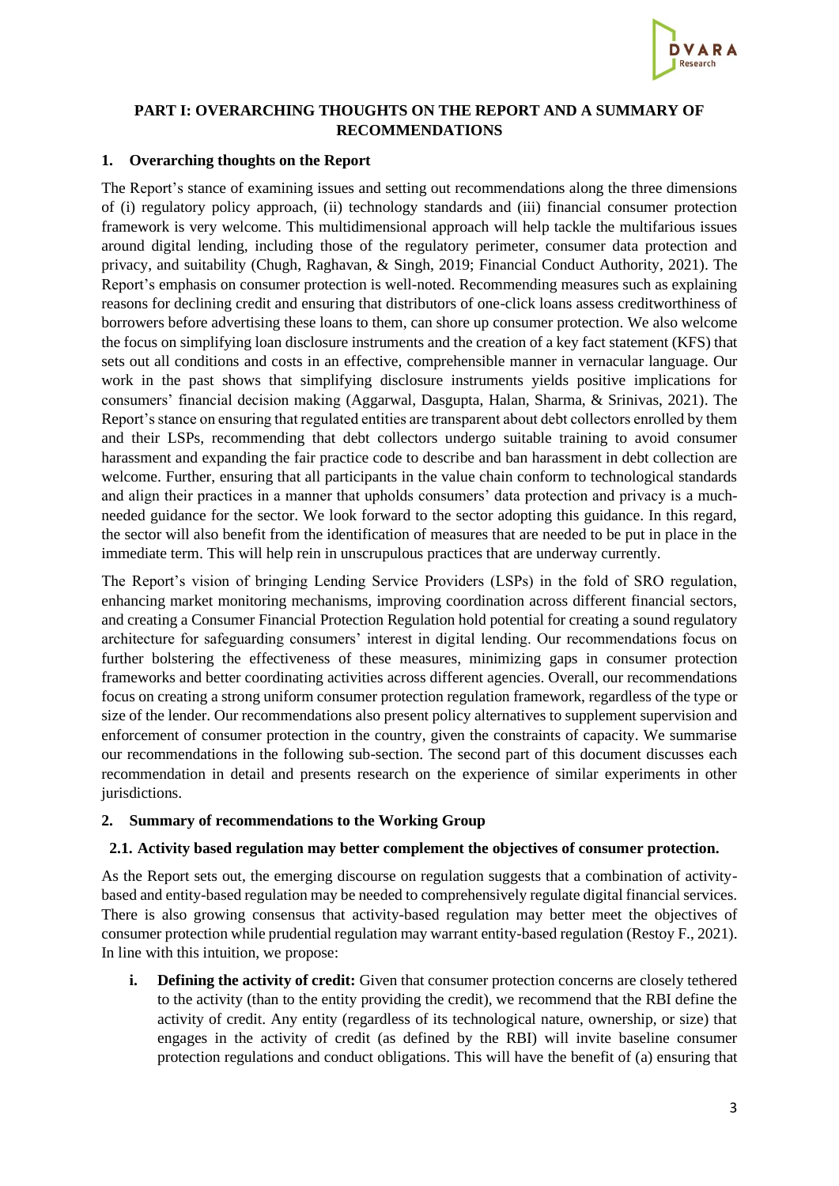## PART I: OVERARCHING THOUGHTS ON THE REPORT AND A SUMMARY OF RECOMMENDATIONS

### 1. Overarching thoughts on the Report

The Report's stance of examining issues and setting out recommendations along the three dimensions of (i) regulatory policy approach, (ii) technology standards and (iii) financial consumer protection framework is very welcome. This multidimensional approach will help tackle the multifarious issues around digital lending, including those of the regulatory perimeter, consumer data protection and privacy, and suitability (Chugh, Raghavan, & Singh, 2019; Financial Conduct Authority, 2021). The Report's emphasis on consumer protection is well-noted. Recommending measures such as explaining reasons for declining credit and ensuring that distributors of one-click loans assess creditworthiness of borrowers before advertising these loans to them, can shore up consumer protection. We also welcome the focus on simplifying loan disclosure instruments and the creation of a key fact statement (KFS) that sets out all conditions and costs in an effective, comprehensible manner in vernacular language. Our work in the past shows that simplifying disclosure instruments yields positive implications for consumers' financial decision making (Aggarwal, Dasgupta, Halan, Sharma, & Srinivas, 2021). The Report's stance on ensuring that regulated entities are transparent about debt collectors enrolled by them and their LSPs, recommending that debt collectors undergo suitable training to avoid consumer harassment and expanding the fair practice code to describe and ban harassment in debt collection are welcome. Further, ensuring that all participants in the value chain conform to technological standards and align their practices in a manner that upholds consumers' data protection and privacy is a much-needed guidance for the sector. We look forward to the sector adopting this guidance. In this regard, the sector will also benefit from the identification of measures that are needed to be put in place in the immediate term. This will help rein in unscrupulous practices that are underway currently.

The Report's vision of bringing Lending Service Providers (LSPs) in the fold of SRO regulation, enhancing market monitoring mechanisms, improving coordination across different financial sectors, and creating a Consumer Financial Protection Regulation hold potential for creating a sound regulatory architecture for safeguarding consumers' interest in digital lending. Our recommendations focus on further bolstering the effectiveness of these measures, minimizing gaps in consumer protection frameworks and better coordinating activities across different agencies. Overall, our recommendations focus on creating a strong uniform consumer protection regulation framework, regardless of the type or size of the lender. Our recommendations also present policy alternatives to supplement supervision and enforcement of consumer protection in the country, given the constraints of capacity. We summarise our recommendations in the following sub-section. The second part of this document discusses each recommendation in detail and presents research on the experience of similar experiments in other jurisdictions.

### 2. Summary of recommendations to the Working Group

#### 2.1. Activity based regulation may better complement the objectives of consumer protection.

As the Report sets out, the emerging discourse on regulation suggests that a combination of activity-based and entity-based regulation may be needed to comprehensively regulate digital financial services. There is also growing consensus that activity-based regulation may better meet the objectives of consumer protection while prudential regulation may warrant entity-based regulation (Restoy F., 2021). In line with this intuition, we propose:

i. **Defining the activity of credit:** Given that consumer protection concerns are closely tethered to the activity (than to the entity providing the credit), we recommend that the RBI define the activity of credit. Any entity (regardless of its technological nature, ownership, or size) that engages in the activity of credit (as defined by the RBI) will invite baseline consumer protection regulations and conduct obligations. This will have the benefit of (a) ensuring that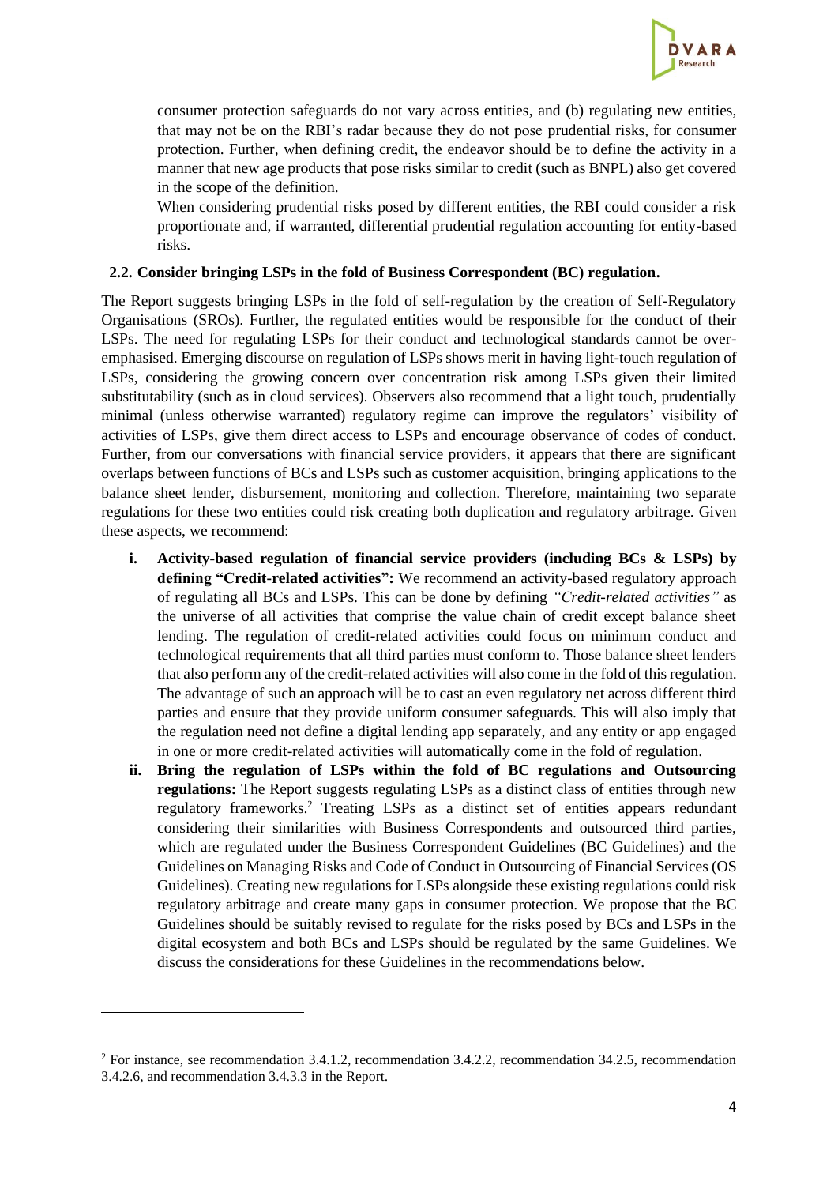consumer protection safeguards do not vary across entities, and (b) regulating new entities, that may not be on the RBI's radar because they do not pose prudential risks, for consumer protection. Further, when defining credit, the endeavor should be to define the activity in a manner that new age products that pose risks similar to credit (such as BNPL) also get covered in the scope of the definition.

When considering prudential risks posed by different entities, the RBI could consider a risk proportionate and, if warranted, differential prudential regulation accounting for entity-based risks.

### 2.2. Consider bringing LSPs in the fold of Business Correspondent (BC) regulation.

The Report suggests bringing LSPs in the fold of self-regulation by the creation of Self-Regulatory Organisations (SROs). Further, the regulated entities would be responsible for the conduct of their LSPs. The need for regulating LSPs for their conduct and technological standards cannot be over-emphasised. Emerging discourse on regulation of LSPs shows merit in having light-touch regulation of LSPs, considering the growing concern over concentration risk among LSPs given their limited substitutability (such as in cloud services). Observers also recommend that a light touch, prudentially minimal (unless otherwise warranted) regulatory regime can improve the regulators' visibility of activities of LSPs, give them direct access to LSPs and encourage observance of codes of conduct. Further, from our conversations with financial service providers, it appears that there are significant overlaps between functions of BCs and LSPs such as customer acquisition, bringing applications to the balance sheet lender, disbursement, monitoring and collection. Therefore, maintaining two separate regulations for these two entities could risk creating both duplication and regulatory arbitrage. Given these aspects, we recommend:

i. **Activity-based regulation of financial service providers (including BCs & LSPs) by defining "Credit-related activities":** We recommend an activity-based regulatory approach of regulating all BCs and LSPs. This can be done by defining *"Credit-related activities"* as the universe of all activities that comprise the value chain of credit except balance sheet lending. The regulation of credit-related activities could focus on minimum conduct and technological requirements that all third parties must conform to. Those balance sheet lenders that also perform any of the credit-related activities will also come in the fold of this regulation. The advantage of such an approach will be to cast an even regulatory net across different third parties and ensure that they provide uniform consumer safeguards. This will also imply that the regulation need not define a digital lending app separately, and any entity or app engaged in one or more credit-related activities will automatically come in the fold of regulation.

ii. **Bring the regulation of LSPs within the fold of BC regulations and Outsourcing regulations:** The Report suggests regulating LSPs as a distinct class of entities through new regulatory frameworks.[2] Treating LSPs as a distinct set of entities appears redundant considering their similarities with Business Correspondents and outsourced third parties, which are regulated under the Business Correspondent Guidelines (BC Guidelines) and the Guidelines on Managing Risks and Code of Conduct in Outsourcing of Financial Services (OS Guidelines). Creating new regulations for LSPs alongside these existing regulations could risk regulatory arbitrage and create many gaps in consumer protection. We propose that the BC Guidelines should be suitably revised to regulate for the risks posed by BCs and LSPs in the digital ecosystem and both BCs and LSPs should be regulated by the same Guidelines. We discuss the considerations for these Guidelines in the recommendations below.

---

[2] For instance, see recommendation 3.4.1.2, recommendation 3.4.2.2, recommendation 34.2.5, recommendation 3.4.2.6, and recommendation 3.4.3.3 in the Report.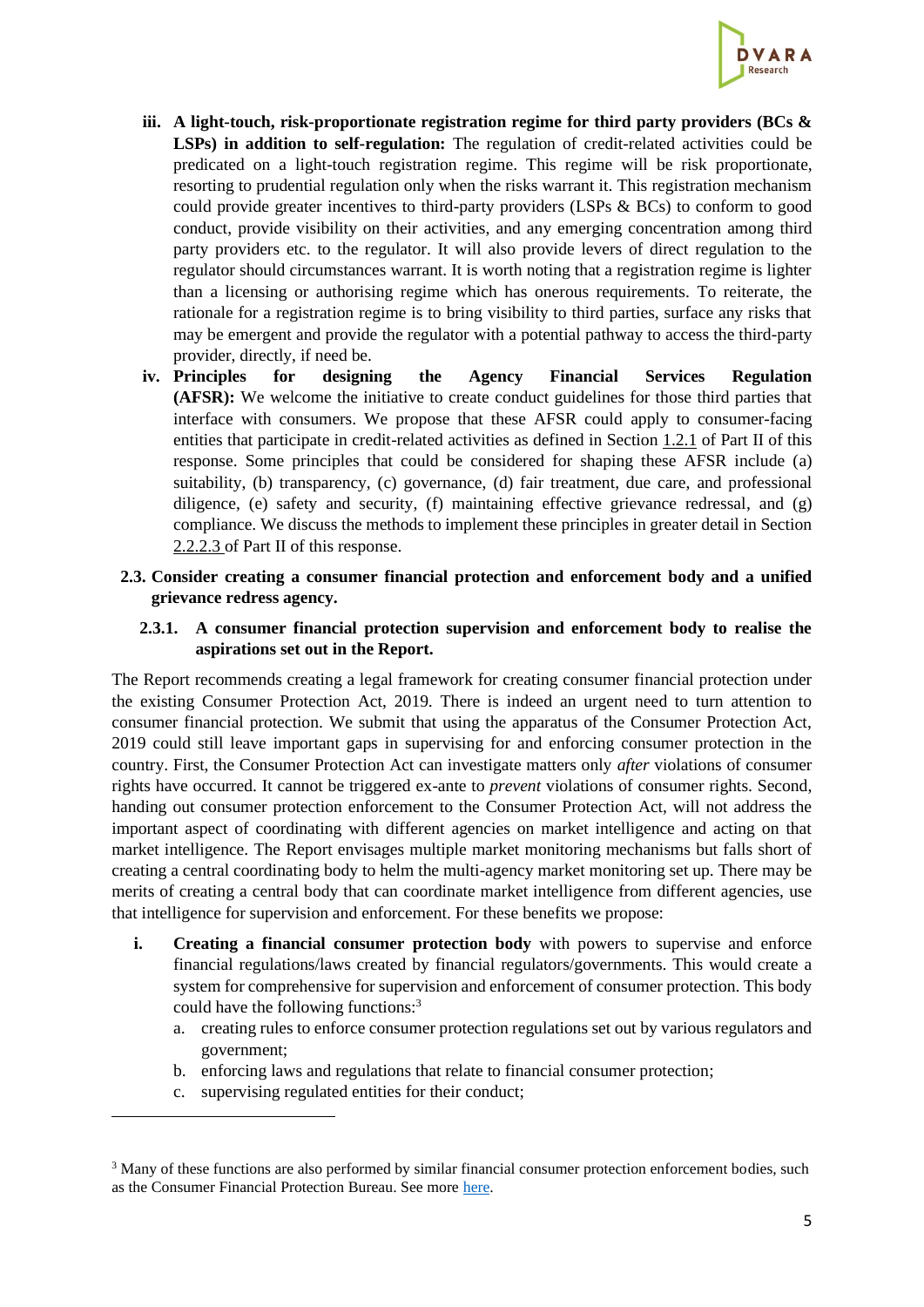iii. **A light-touch, risk-proportionate registration regime for third party providers (BCs & LSPs) in addition to self-regulation:** The regulation of credit-related activities could be predicated on a light-touch registration regime. This regime will be risk proportionate, resorting to prudential regulation only when the risks warrant it. This registration mechanism could provide greater incentives to third-party providers (LSPs & BCs) to conform to good conduct, provide visibility on their activities, and any emerging concentration among third party providers etc. to the regulator. It will also provide levers of direct regulation to the regulator should circumstances warrant. It is worth noting that a registration regime is lighter than a licensing or authorising regime which has onerous requirements. To reiterate, the rationale for a registration regime is to bring visibility to third parties, surface any risks that may be emergent and provide the regulator with a potential pathway to access the third-party provider, directly, if need be.

iv. **Principles for designing the Agency Financial Services Regulation (AFSR):** We welcome the initiative to create conduct guidelines for those third parties that interface with consumers. We propose that these AFSR could apply to consumer-facing entities that participate in credit-related activities as defined in Section 1.2.1 of Part II of this response. Some principles that could be considered for shaping these AFSR include (a) suitability, (b) transparency, (c) governance, (d) fair treatment, due care, and professional diligence, (e) safety and security, (f) maintaining effective grievance redressal, and (g) compliance. We discuss the methods to implement these principles in greater detail in Section 2.2.2.3 of Part II of this response.

## 2.3. Consider creating a consumer financial protection and enforcement body and a unified grievance redress agency.

### 2.3.1. A consumer financial protection supervision and enforcement body to realise the aspirations set out in the Report.

The Report recommends creating a legal framework for creating consumer financial protection under the existing Consumer Protection Act, 2019. There is indeed an urgent need to turn attention to consumer financial protection. We submit that using the apparatus of the Consumer Protection Act, 2019 could still leave important gaps in supervising for and enforcing consumer protection in the country. First, the Consumer Protection Act can investigate matters only *after* violations of consumer rights have occurred. It cannot be triggered ex-ante to *prevent* violations of consumer rights. Second, handing out consumer protection enforcement to the Consumer Protection Act, will not address the important aspect of coordinating with different agencies on market intelligence and acting on that market intelligence. The Report envisages multiple market monitoring mechanisms but falls short of creating a central coordinating body to helm the multi-agency market monitoring set up. There may be merits of creating a central body that can coordinate market intelligence from different agencies, use that intelligence for supervision and enforcement. For these benefits we propose:

i. **Creating a financial consumer protection body** with powers to supervise and enforce financial regulations/laws created by financial regulators/governments. This would create a system for comprehensive for supervision and enforcement of consumer protection. This body could have the following functions:[3]
   a. creating rules to enforce consumer protection regulations set out by various regulators and government;
   b. enforcing laws and regulations that relate to financial consumer protection;
   c. supervising regulated entities for their conduct;

---

[3] Many of these functions are also performed by similar financial consumer protection enforcement bodies, such as the Consumer Financial Protection Bureau. See more here.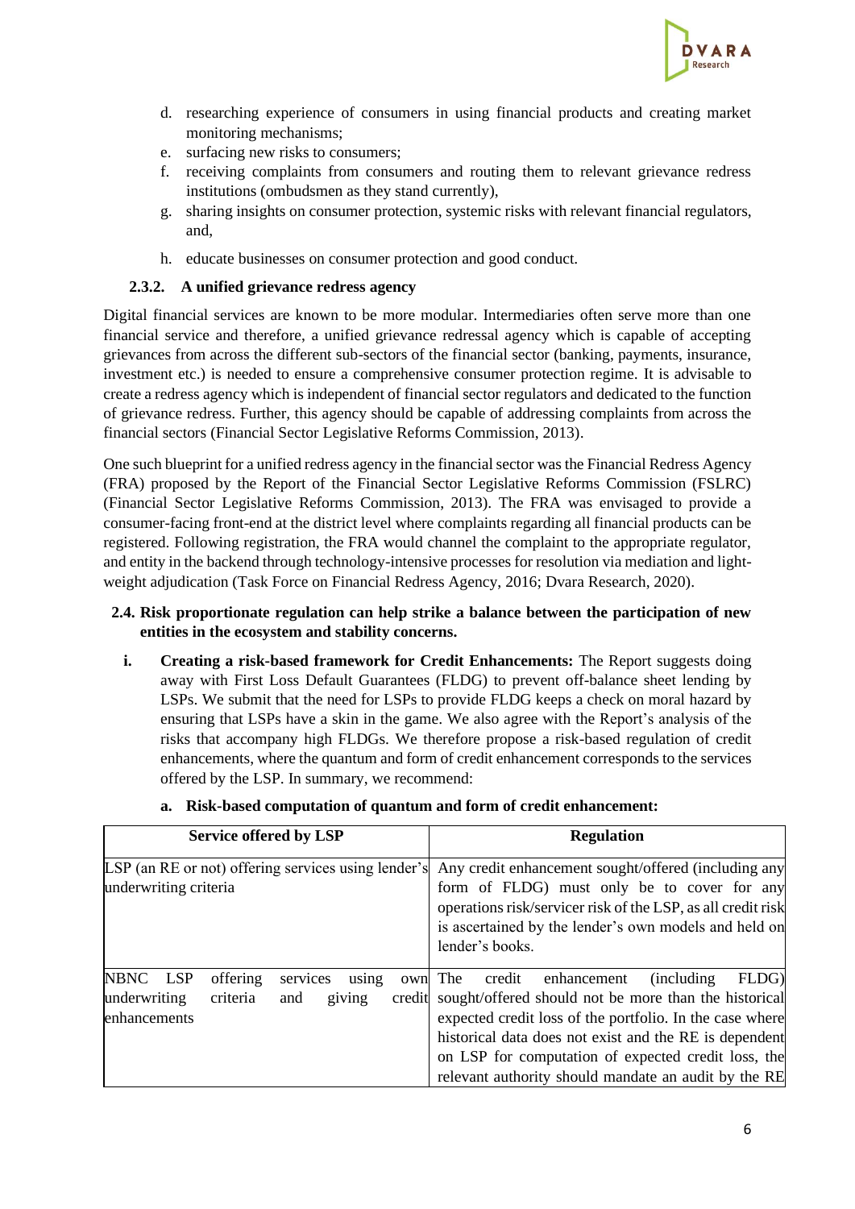d. researching experience of consumers in using financial products and creating market monitoring mechanisms;
e. surfacing new risks to consumers;
f. receiving complaints from consumers and routing them to relevant grievance redress institutions (ombudsmen as they stand currently),
g. sharing insights on consumer protection, systemic risks with relevant financial regulators, and,
h. educate businesses on consumer protection and good conduct.

### 2.3.2. A unified grievance redress agency

Digital financial services are known to be more modular. Intermediaries often serve more than one financial service and therefore, a unified grievance redressal agency which is capable of accepting grievances from across the different sub-sectors of the financial sector (banking, payments, insurance, investment etc.) is needed to ensure a comprehensive consumer protection regime. It is advisable to create a redress agency which is independent of financial sector regulators and dedicated to the function of grievance redress. Further, this agency should be capable of addressing complaints from across the financial sectors (Financial Sector Legislative Reforms Commission, 2013).

One such blueprint for a unified redress agency in the financial sector was the Financial Redress Agency (FRA) proposed by the Report of the Financial Sector Legislative Reforms Commission (FSLRC) (Financial Sector Legislative Reforms Commission, 2013). The FRA was envisaged to provide a consumer-facing front-end at the district level where complaints regarding all financial products can be registered. Following registration, the FRA would channel the complaint to the appropriate regulator, and entity in the backend through technology-intensive processes for resolution via mediation and light-weight adjudication (Task Force on Financial Redress Agency, 2016; Dvara Research, 2020).

## 2.4. Risk proportionate regulation can help strike a balance between the participation of new entities in the ecosystem and stability concerns.

i. **Creating a risk-based framework for Credit Enhancements:** The Report suggests doing away with First Loss Default Guarantees (FLDG) to prevent off-balance sheet lending by LSPs. We submit that the need for LSPs to provide FLDG keeps a check on moral hazard by ensuring that LSPs have a skin in the game. We also agree with the Report's analysis of the risks that accompany high FLDGs. We therefore propose a risk-based regulation of credit enhancements, where the quantum and form of credit enhancement corresponds to the services offered by the LSP. In summary, we recommend:

   a. **Risk-based computation of quantum and form of credit enhancement:**

| Service offered by LSP | Regulation |
|---|---|
| LSP (an RE or not) offering services using lender's underwriting criteria | Any credit enhancement sought/offered (including any form of FLDG) must only be to cover for any operations risk/servicer risk of the LSP, as all credit risk is ascertained by the lender's own models and held on lender's books. |
| NBNC LSP offering services using own underwriting criteria and giving credit enhancements | The credit enhancement (including FLDG) sought/offered should not be more than the historical expected credit loss of the portfolio. In the case where historical data does not exist and the RE is dependent on LSP for computation of expected credit loss, the relevant authority should mandate an audit by the RE |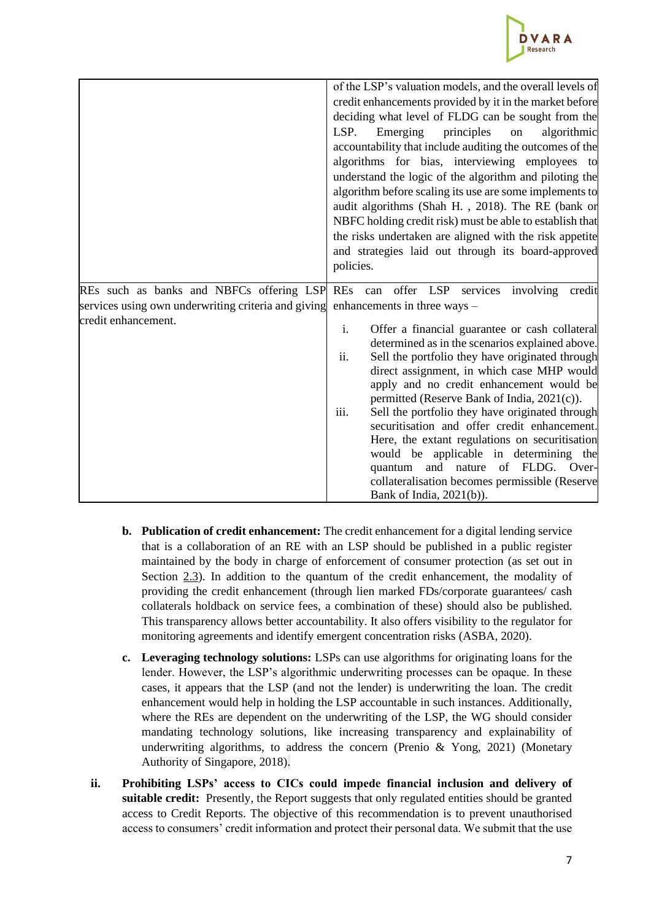| | |
|---|---|
| | of the LSP's valuation models, and the overall levels of credit enhancements provided by it in the market before deciding what level of FLDG can be sought from the LSP. Emerging principles on algorithmic accountability that include auditing the outcomes of the algorithms for bias, interviewing employees to understand the logic of the algorithm and piloting the algorithm before scaling its use are some implements to audit algorithms (Shah H. , 2018). The RE (bank or NBFC holding credit risk) must be able to establish that the risks undertaken are aligned with the risk appetite and strategies laid out through its board-approved policies. |
| REs such as banks and NBFCs offering LSP services using own underwriting criteria and giving credit enhancement. | REs can offer LSP services involving credit enhancements in three ways – <br><br> i. Offer a financial guarantee or cash collateral determined as in the scenarios explained above. <br> ii. Sell the portfolio they have originated through direct assignment, in which case MHP would apply and no credit enhancement would be permitted (Reserve Bank of India, 2021(c)). <br> iii. Sell the portfolio they have originated through securitisation and offer credit enhancement. Here, the extant regulations on securitisation would be applicable in determining the quantum and nature of FLDG. Over-collateralisation becomes permissible (Reserve Bank of India, 2021(b)). |

b. **Publication of credit enhancement:** The credit enhancement for a digital lending service that is a collaboration of an RE with an LSP should be published in a public register maintained by the body in charge of enforcement of consumer protection (as set out in Section 2.3). In addition to the quantum of the credit enhancement, the modality of providing the credit enhancement (through lien marked FDs/corporate guarantees/ cash collaterals holdback on service fees, a combination of these) should also be published. This transparency allows better accountability. It also offers visibility to the regulator for monitoring agreements and identify emergent concentration risks (ASBA, 2020).

c. **Leveraging technology solutions:** LSPs can use algorithms for originating loans for the lender. However, the LSP's algorithmic underwriting processes can be opaque. In these cases, it appears that the LSP (and not the lender) is underwriting the loan. The credit enhancement would help in holding the LSP accountable in such instances. Additionally, where the REs are dependent on the underwriting of the LSP, the WG should consider mandating technology solutions, like increasing transparency and explainability of underwriting algorithms, to address the concern (Prenio & Yong, 2021) (Monetary Authority of Singapore, 2018).

ii. **Prohibiting LSPs' access to CICs could impede financial inclusion and delivery of suitable credit:** Presently, the Report suggests that only regulated entities should be granted access to Credit Reports. The objective of this recommendation is to prevent unauthorised access to consumers' credit information and protect their personal data. We submit that the use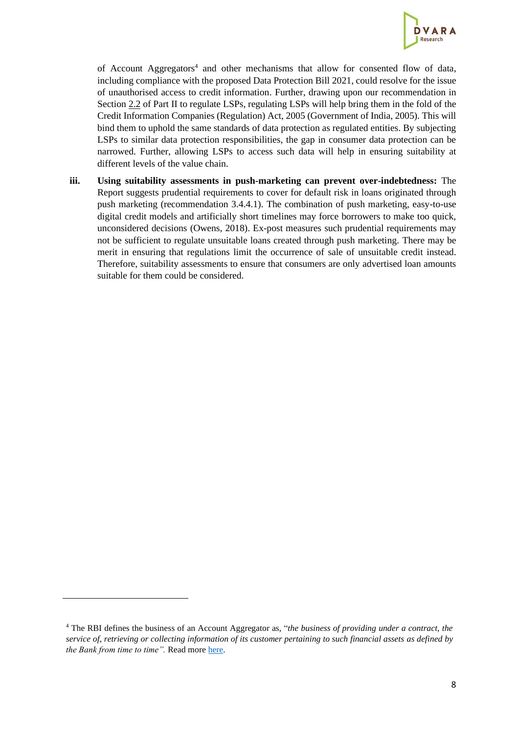of Account Aggregators[4] and other mechanisms that allow for consented flow of data, including compliance with the proposed Data Protection Bill 2021, could resolve for the issue of unauthorised access to credit information. Further, drawing upon our recommendation in Section 2.2 of Part II to regulate LSPs, regulating LSPs will help bring them in the fold of the Credit Information Companies (Regulation) Act, 2005 (Government of India, 2005). This will bind them to uphold the same standards of data protection as regulated entities. By subjecting LSPs to similar data protection responsibilities, the gap in consumer data protection can be narrowed. Further, allowing LSPs to access such data will help in ensuring suitability at different levels of the value chain.

iii. **Using suitability assessments in push-marketing can prevent over-indebtedness:** The Report suggests prudential requirements to cover for default risk in loans originated through push marketing (recommendation 3.4.4.1). The combination of push marketing, easy-to-use digital credit models and artificially short timelines may force borrowers to make too quick, unconsidered decisions (Owens, 2018). Ex-post measures such prudential requirements may not be sufficient to regulate unsuitable loans created through push marketing. There may be merit in ensuring that regulations limit the occurrence of sale of unsuitable credit instead. Therefore, suitability assessments to ensure that consumers are only advertised loan amounts suitable for them could be considered.

---

[4] The RBI defines the business of an Account Aggregator as, "*the business of providing under a contract, the service of, retrieving or collecting information of its customer pertaining to such financial assets as defined by the Bank from time to time".* Read more here.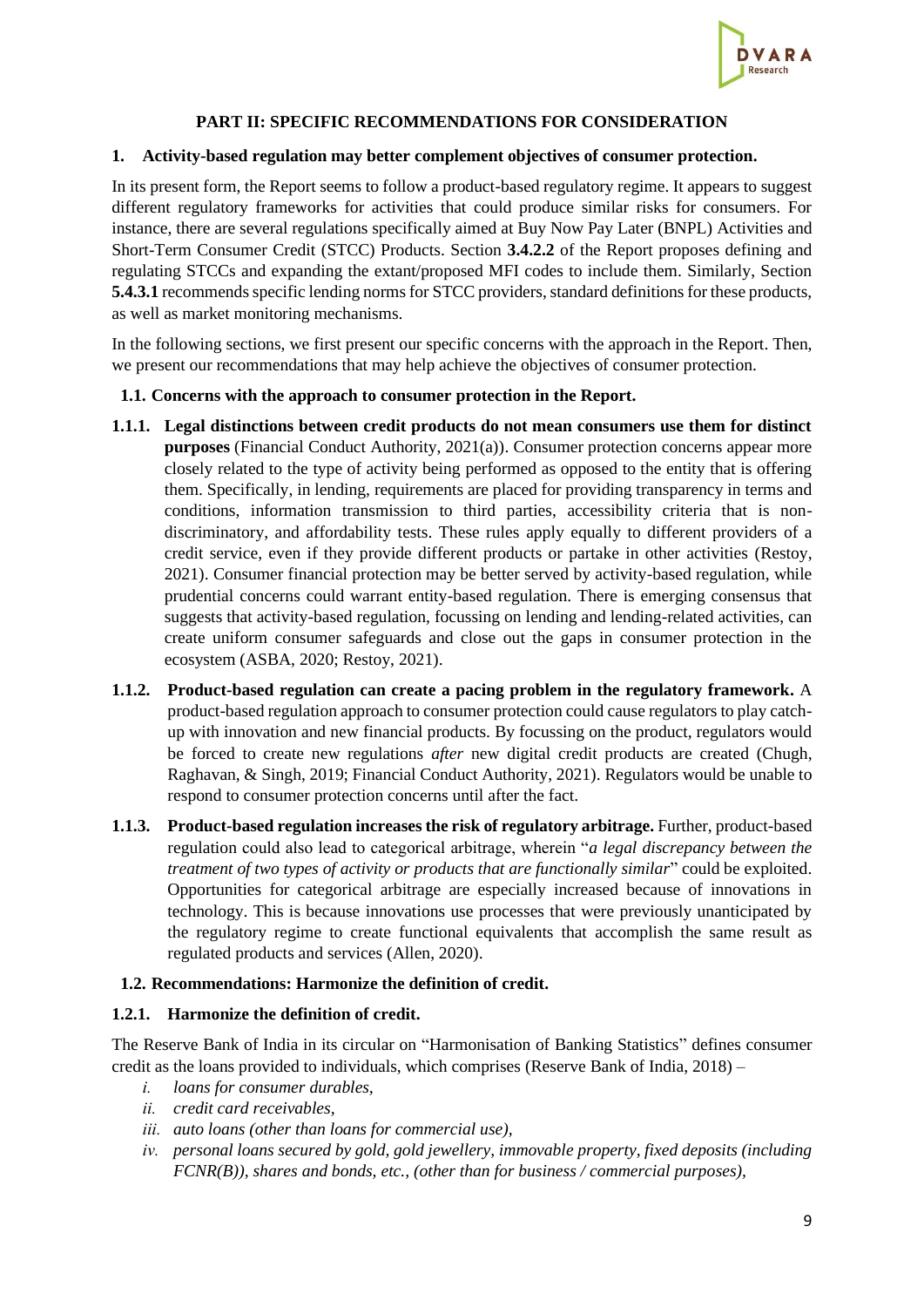## PART II: SPECIFIC RECOMMENDATIONS FOR CONSIDERATION

### 1. Activity-based regulation may better complement objectives of consumer protection.

In its present form, the Report seems to follow a product-based regulatory regime. It appears to suggest different regulatory frameworks for activities that could produce similar risks for consumers. For instance, there are several regulations specifically aimed at Buy Now Pay Later (BNPL) Activities and Short-Term Consumer Credit (STCC) Products. Section **3.4.2.2** of the Report proposes defining and regulating STCCs and expanding the extant/proposed MFI codes to include them. Similarly, Section **5.4.3.1** recommends specific lending norms for STCC providers, standard definitions for these products, as well as market monitoring mechanisms.

In the following sections, we first present our specific concerns with the approach in the Report. Then, we present our recommendations that may help achieve the objectives of consumer protection.

#### 1.1. Concerns with the approach to consumer protection in the Report.

**1.1.1. Legal distinctions between credit products do not mean consumers use them for distinct purposes** (Financial Conduct Authority, 2021(a)). Consumer protection concerns appear more closely related to the type of activity being performed as opposed to the entity that is offering them. Specifically, in lending, requirements are placed for providing transparency in terms and conditions, information transmission to third parties, accessibility criteria that is non-discriminatory, and affordability tests. These rules apply equally to different providers of a credit service, even if they provide different products or partake in other activities (Restoy, 2021). Consumer financial protection may be better served by activity-based regulation, while prudential concerns could warrant entity-based regulation. There is emerging consensus that suggests that activity-based regulation, focussing on lending and lending-related activities, can create uniform consumer safeguards and close out the gaps in consumer protection in the ecosystem (ASBA, 2020; Restoy, 2021).

**1.1.2. Product-based regulation can create a pacing problem in the regulatory framework.** A product-based regulation approach to consumer protection could cause regulators to play catch-up with innovation and new financial products. By focussing on the product, regulators would be forced to create new regulations *after* new digital credit products are created (Chugh, Raghavan, & Singh, 2019; Financial Conduct Authority, 2021). Regulators would be unable to respond to consumer protection concerns until after the fact.

**1.1.3. Product-based regulation increases the risk of regulatory arbitrage.** Further, product-based regulation could also lead to categorical arbitrage, wherein "*a legal discrepancy between the treatment of two types of activity or products that are functionally similar*" could be exploited. Opportunities for categorical arbitrage are especially increased because of innovations in technology. This is because innovations use processes that were previously unanticipated by the regulatory regime to create functional equivalents that accomplish the same result as regulated products and services (Allen, 2020).

#### 1.2. Recommendations: Harmonize the definition of credit.

**1.2.1. Harmonize the definition of credit.**

The Reserve Bank of India in its circular on "Harmonisation of Banking Statistics" defines consumer credit as the loans provided to individuals, which comprises (Reserve Bank of India, 2018) –

*i. loans for consumer durables,*

*ii. credit card receivables,*

*iii. auto loans (other than loans for commercial use),*

*iv. personal loans secured by gold, gold jewellery, immovable property, fixed deposits (including FCNR(B)), shares and bonds, etc., (other than for business / commercial purposes),*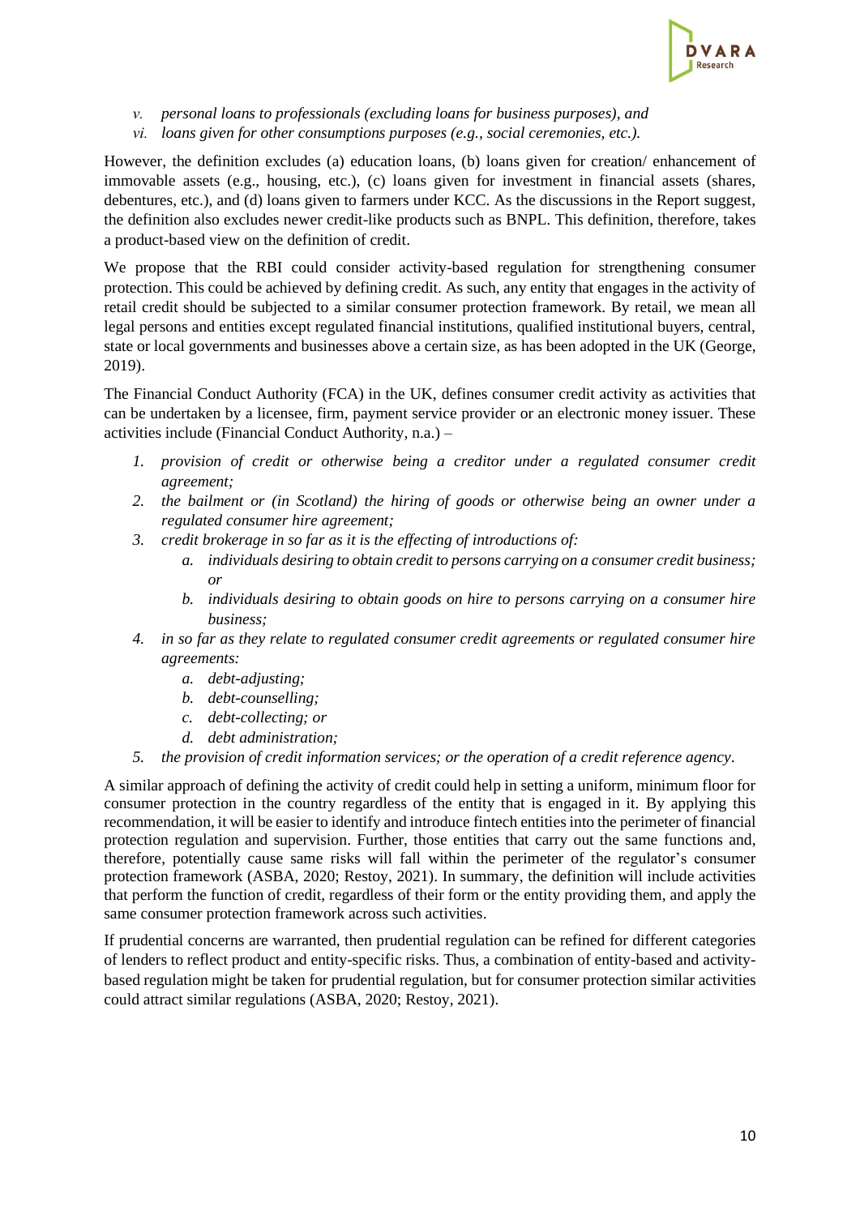v. *personal loans to professionals (excluding loans for business purposes), and*
vi. *loans given for other consumptions purposes (e.g., social ceremonies, etc.).*

However, the definition excludes (a) education loans, (b) loans given for creation/ enhancement of immovable assets (e.g., housing, etc.), (c) loans given for investment in financial assets (shares, debentures, etc.), and (d) loans given to farmers under KCC. As the discussions in the Report suggest, the definition also excludes newer credit-like products such as BNPL. This definition, therefore, takes a product-based view on the definition of credit.

We propose that the RBI could consider activity-based regulation for strengthening consumer protection. This could be achieved by defining credit. As such, any entity that engages in the activity of retail credit should be subjected to a similar consumer protection framework. By retail, we mean all legal persons and entities except regulated financial institutions, qualified institutional buyers, central, state or local governments and businesses above a certain size, as has been adopted in the UK (George, 2019).

The Financial Conduct Authority (FCA) in the UK, defines consumer credit activity as activities that can be undertaken by a licensee, firm, payment service provider or an electronic money issuer. These activities include (Financial Conduct Authority, n.a.) –

1. *provision of credit or otherwise being a creditor under a regulated consumer credit agreement;*
2. *the bailment or (in Scotland) the hiring of goods or otherwise being an owner under a regulated consumer hire agreement;*
3. *credit brokerage in so far as it is the effecting of introductions of:*
   a. *individuals desiring to obtain credit to persons carrying on a consumer credit business; or*
   b. *individuals desiring to obtain goods on hire to persons carrying on a consumer hire business;*
4. *in so far as they relate to regulated consumer credit agreements or regulated consumer hire agreements:*
   a. *debt-adjusting;*
   b. *debt-counselling;*
   c. *debt-collecting; or*
   d. *debt administration;*
5. *the provision of credit information services; or the operation of a credit reference agency.*

A similar approach of defining the activity of credit could help in setting a uniform, minimum floor for consumer protection in the country regardless of the entity that is engaged in it. By applying this recommendation, it will be easier to identify and introduce fintech entities into the perimeter of financial protection regulation and supervision. Further, those entities that carry out the same functions and, therefore, potentially cause same risks will fall within the perimeter of the regulator's consumer protection framework (ASBA, 2020; Restoy, 2021). In summary, the definition will include activities that perform the function of credit, regardless of their form or the entity providing them, and apply the same consumer protection framework across such activities.

If prudential concerns are warranted, then prudential regulation can be refined for different categories of lenders to reflect product and entity-specific risks. Thus, a combination of entity-based and activity-based regulation might be taken for prudential regulation, but for consumer protection similar activities could attract similar regulations (ASBA, 2020; Restoy, 2021).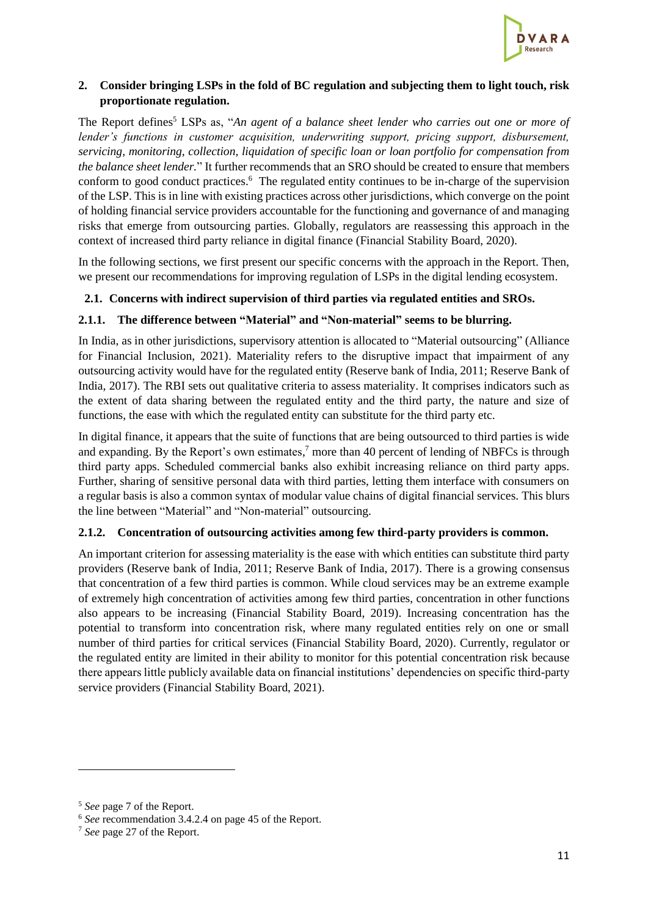## 2. Consider bringing LSPs in the fold of BC regulation and subjecting them to light touch, risk proportionate regulation.

The Report defines[5] LSPs as, "*An agent of a balance sheet lender who carries out one or more of lender's functions in customer acquisition, underwriting support, pricing support, disbursement, servicing, monitoring, collection, liquidation of specific loan or loan portfolio for compensation from the balance sheet lender.*" It further recommends that an SRO should be created to ensure that members conform to good conduct practices.[6] The regulated entity continues to be in-charge of the supervision of the LSP. This is in line with existing practices across other jurisdictions, which converge on the point of holding financial service providers accountable for the functioning and governance of and managing risks that emerge from outsourcing parties. Globally, regulators are reassessing this approach in the context of increased third party reliance in digital finance (Financial Stability Board, 2020).

In the following sections, we first present our specific concerns with the approach in the Report. Then, we present our recommendations for improving regulation of LSPs in the digital lending ecosystem.

### 2.1. Concerns with indirect supervision of third parties via regulated entities and SROs.

#### 2.1.1. The difference between "Material" and "Non-material" seems to be blurring.

In India, as in other jurisdictions, supervisory attention is allocated to "Material outsourcing" (Alliance for Financial Inclusion, 2021). Materiality refers to the disruptive impact that impairment of any outsourcing activity would have for the regulated entity (Reserve bank of India, 2011; Reserve Bank of India, 2017). The RBI sets out qualitative criteria to assess materiality. It comprises indicators such as the extent of data sharing between the regulated entity and the third party, the nature and size of functions, the ease with which the regulated entity can substitute for the third party etc.

In digital finance, it appears that the suite of functions that are being outsourced to third parties is wide and expanding. By the Report's own estimates,[7] more than 40 percent of lending of NBFCs is through third party apps. Scheduled commercial banks also exhibit increasing reliance on third party apps. Further, sharing of sensitive personal data with third parties, letting them interface with consumers on a regular basis is also a common syntax of modular value chains of digital financial services. This blurs the line between "Material" and "Non-material" outsourcing.

#### 2.1.2. Concentration of outsourcing activities among few third-party providers is common.

An important criterion for assessing materiality is the ease with which entities can substitute third party providers (Reserve bank of India, 2011; Reserve Bank of India, 2017). There is a growing consensus that concentration of a few third parties is common. While cloud services may be an extreme example of extremely high concentration of activities among few third parties, concentration in other functions also appears to be increasing (Financial Stability Board, 2019). Increasing concentration has the potential to transform into concentration risk, where many regulated entities rely on one or small number of third parties for critical services (Financial Stability Board, 2020). Currently, regulator or the regulated entity are limited in their ability to monitor for this potential concentration risk because there appears little publicly available data on financial institutions' dependencies on specific third-party service providers (Financial Stability Board, 2021).

---

[5] *See* page 7 of the Report.

[6] *See* recommendation 3.4.2.4 on page 45 of the Report.

[7] *See* page 27 of the Report.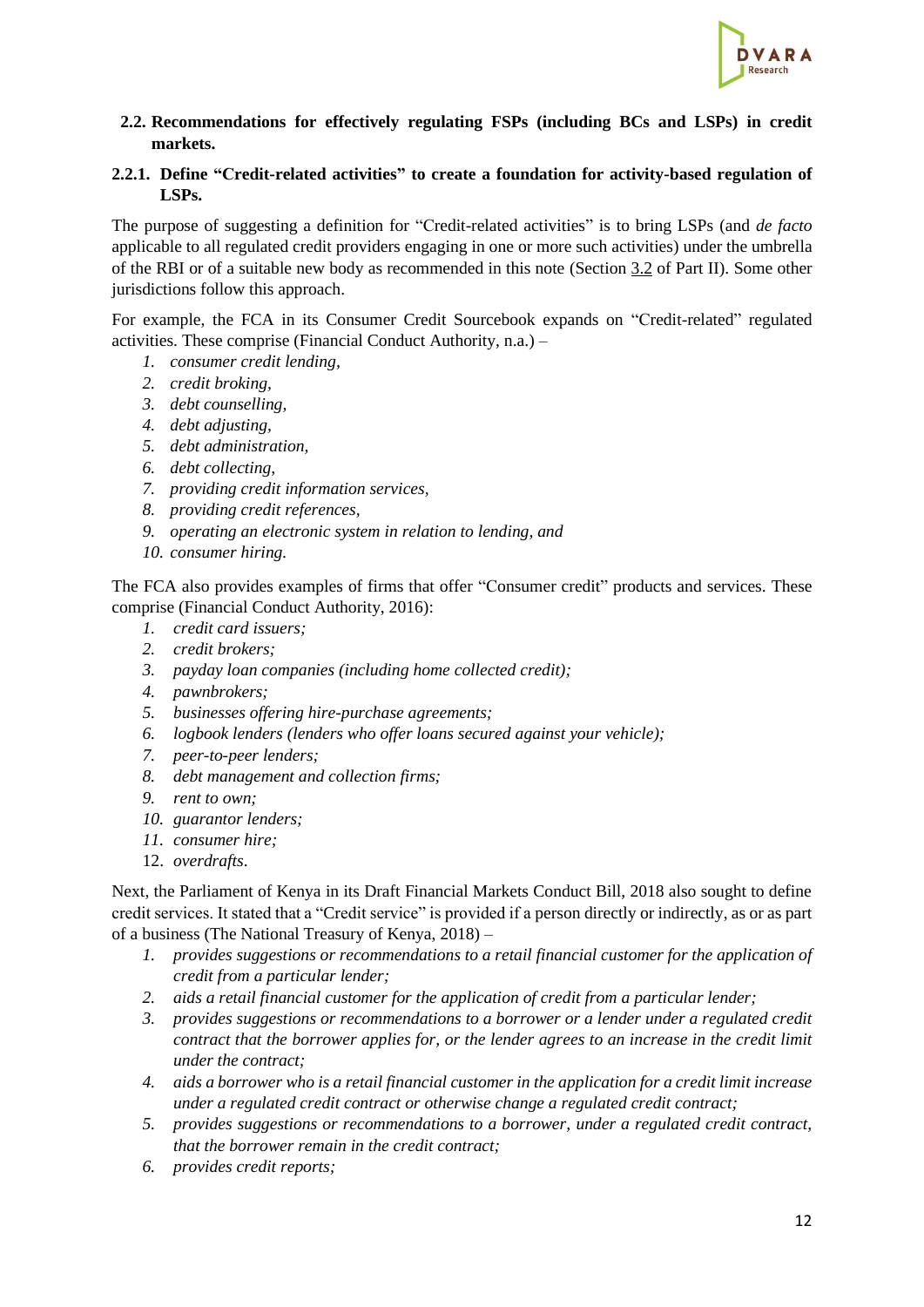## 2.2. Recommendations for effectively regulating FSPs (including BCs and LSPs) in credit markets.

### 2.2.1. Define "Credit-related activities" to create a foundation for activity-based regulation of LSPs.

The purpose of suggesting a definition for "Credit-related activities" is to bring LSPs (and *de facto* applicable to all regulated credit providers engaging in one or more such activities) under the umbrella of the RBI or of a suitable new body as recommended in this note (Section 3.2 of Part II). Some other jurisdictions follow this approach.

For example, the FCA in its Consumer Credit Sourcebook expands on "Credit-related" regulated activities. These comprise (Financial Conduct Authority, n.a.) –

1. *consumer credit lending,*
2. *credit broking,*
3. *debt counselling,*
4. *debt adjusting,*
5. *debt administration,*
6. *debt collecting,*
7. *providing credit information services,*
8. *providing credit references,*
9. *operating an electronic system in relation to lending, and*
10. *consumer hiring.*

The FCA also provides examples of firms that offer "Consumer credit" products and services. These comprise (Financial Conduct Authority, 2016):

1. *credit card issuers;*
2. *credit brokers;*
3. *payday loan companies (including home collected credit);*
4. *pawnbrokers;*
5. *businesses offering hire-purchase agreements;*
6. *logbook lenders (lenders who offer loans secured against your vehicle);*
7. *peer-to-peer lenders;*
8. *debt management and collection firms;*
9. *rent to own;*
10. *guarantor lenders;*
11. *consumer hire;*
12. *overdrafts*.

Next, the Parliament of Kenya in its Draft Financial Markets Conduct Bill, 2018 also sought to define credit services. It stated that a "Credit service" is provided if a person directly or indirectly, as or as part of a business (The National Treasury of Kenya, 2018) –

1. *provides suggestions or recommendations to a retail financial customer for the application of credit from a particular lender;*
2. *aids a retail financial customer for the application of credit from a particular lender;*
3. *provides suggestions or recommendations to a borrower or a lender under a regulated credit contract that the borrower applies for, or the lender agrees to an increase in the credit limit under the contract;*
4. *aids a borrower who is a retail financial customer in the application for a credit limit increase under a regulated credit contract or otherwise change a regulated credit contract;*
5. *provides suggestions or recommendations to a borrower, under a regulated credit contract, that the borrower remain in the credit contract;*
6. *provides credit reports;*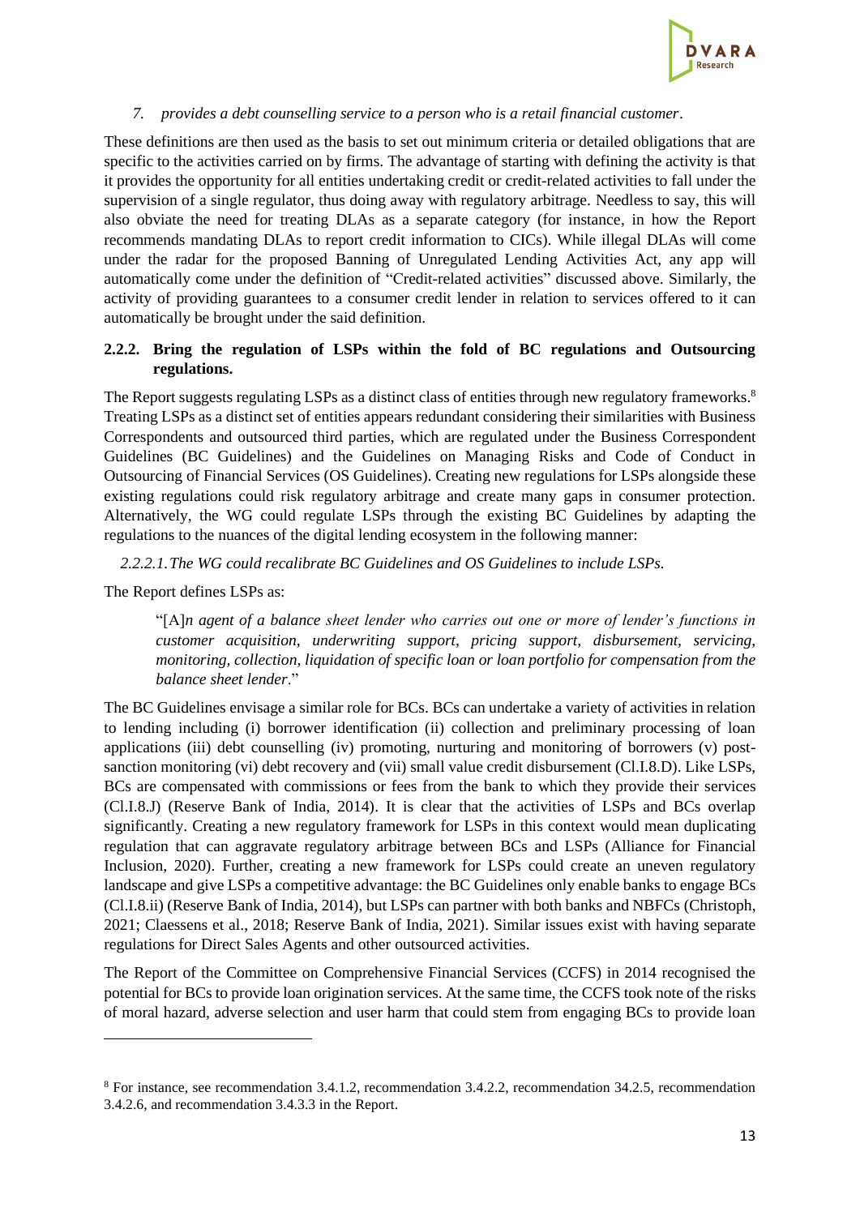7. *provides a debt counselling service to a person who is a retail financial customer*.

These definitions are then used as the basis to set out minimum criteria or detailed obligations that are specific to the activities carried on by firms. The advantage of starting with defining the activity is that it provides the opportunity for all entities undertaking credit or credit-related activities to fall under the supervision of a single regulator, thus doing away with regulatory arbitrage. Needless to say, this will also obviate the need for treating DLAs as a separate category (for instance, in how the Report recommends mandating DLAs to report credit information to CICs). While illegal DLAs will come under the radar for the proposed Banning of Unregulated Lending Activities Act, any app will automatically come under the definition of "Credit-related activities" discussed above. Similarly, the activity of providing guarantees to a consumer credit lender in relation to services offered to it can automatically be brought under the said definition.

### 2.2.2. Bring the regulation of LSPs within the fold of BC regulations and Outsourcing regulations.

The Report suggests regulating LSPs as a distinct class of entities through new regulatory frameworks.[8] Treating LSPs as a distinct set of entities appears redundant considering their similarities with Business Correspondents and outsourced third parties, which are regulated under the Business Correspondent Guidelines (BC Guidelines) and the Guidelines on Managing Risks and Code of Conduct in Outsourcing of Financial Services (OS Guidelines). Creating new regulations for LSPs alongside these existing regulations could risk regulatory arbitrage and create many gaps in consumer protection. Alternatively, the WG could regulate LSPs through the existing BC Guidelines by adapting the regulations to the nuances of the digital lending ecosystem in the following manner:

*2.2.2.1. The WG could recalibrate BC Guidelines and OS Guidelines to include LSPs.*

The Report defines LSPs as:

> "[A]*n agent of a balance sheet lender who carries out one or more of lender's functions in customer acquisition, underwriting support, pricing support, disbursement, servicing, monitoring, collection, liquidation of specific loan or loan portfolio for compensation from the balance sheet lender*."

The BC Guidelines envisage a similar role for BCs. BCs can undertake a variety of activities in relation to lending including (i) borrower identification (ii) collection and preliminary processing of loan applications (iii) debt counselling (iv) promoting, nurturing and monitoring of borrowers (v) post-sanction monitoring (vi) debt recovery and (vii) small value credit disbursement (Cl.I.8.D). Like LSPs, BCs are compensated with commissions or fees from the bank to which they provide their services (Cl.I.8.J) (Reserve Bank of India, 2014). It is clear that the activities of LSPs and BCs overlap significantly. Creating a new regulatory framework for LSPs in this context would mean duplicating regulation that can aggravate regulatory arbitrage between BCs and LSPs (Alliance for Financial Inclusion, 2020). Further, creating a new framework for LSPs could create an uneven regulatory landscape and give LSPs a competitive advantage: the BC Guidelines only enable banks to engage BCs (Cl.I.8.ii) (Reserve Bank of India, 2014), but LSPs can partner with both banks and NBFCs (Christoph, 2021; Claessens et al., 2018; Reserve Bank of India, 2021). Similar issues exist with having separate regulations for Direct Sales Agents and other outsourced activities.

The Report of the Committee on Comprehensive Financial Services (CCFS) in 2014 recognised the potential for BCs to provide loan origination services. At the same time, the CCFS took note of the risks of moral hazard, adverse selection and user harm that could stem from engaging BCs to provide loan

---

[8] For instance, see recommendation 3.4.1.2, recommendation 3.4.2.2, recommendation 34.2.5, recommendation 3.4.2.6, and recommendation 3.4.3.3 in the Report.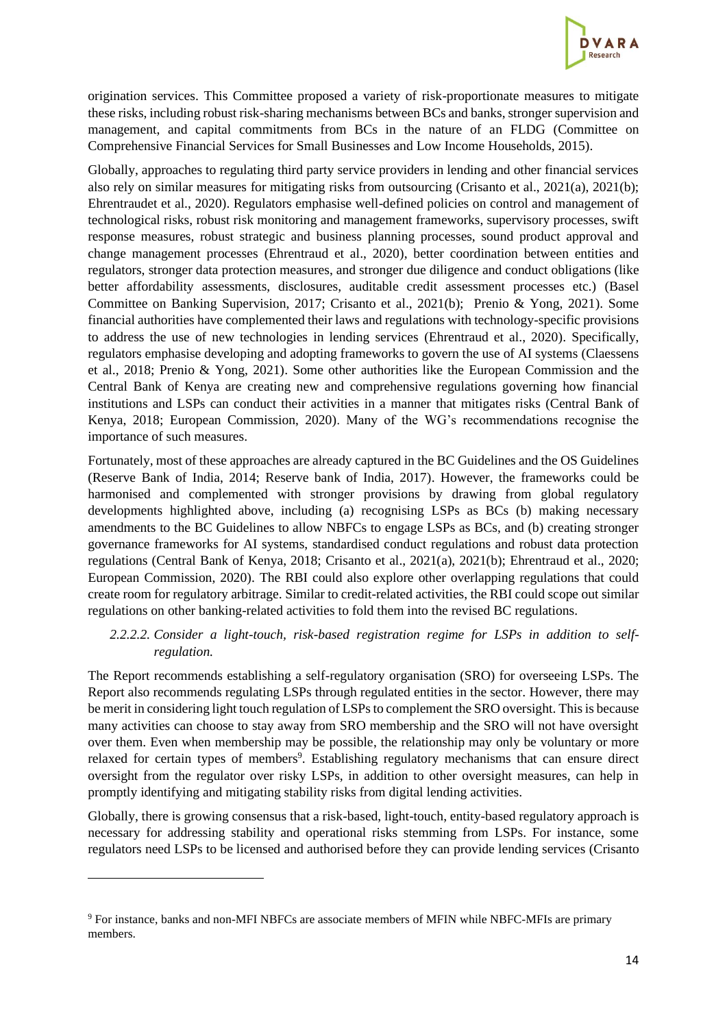origination services. This Committee proposed a variety of risk-proportionate measures to mitigate these risks, including robust risk-sharing mechanisms between BCs and banks, stronger supervision and management, and capital commitments from BCs in the nature of an FLDG (Committee on Comprehensive Financial Services for Small Businesses and Low Income Households, 2015).

Globally, approaches to regulating third party service providers in lending and other financial services also rely on similar measures for mitigating risks from outsourcing (Crisanto et al., 2021(a), 2021(b); Ehrentraudet et al., 2020). Regulators emphasise well-defined policies on control and management of technological risks, robust risk monitoring and management frameworks, supervisory processes, swift response measures, robust strategic and business planning processes, sound product approval and change management processes (Ehrentraud et al., 2020), better coordination between entities and regulators, stronger data protection measures, and stronger due diligence and conduct obligations (like better affordability assessments, disclosures, auditable credit assessment processes etc.) (Basel Committee on Banking Supervision, 2017; Crisanto et al., 2021(b); Prenio & Yong, 2021). Some financial authorities have complemented their laws and regulations with technology-specific provisions to address the use of new technologies in lending services (Ehrentraud et al., 2020). Specifically, regulators emphasise developing and adopting frameworks to govern the use of AI systems (Claessens et al., 2018; Prenio & Yong, 2021). Some other authorities like the European Commission and the Central Bank of Kenya are creating new and comprehensive regulations governing how financial institutions and LSPs can conduct their activities in a manner that mitigates risks (Central Bank of Kenya, 2018; European Commission, 2020). Many of the WG's recommendations recognise the importance of such measures.

Fortunately, most of these approaches are already captured in the BC Guidelines and the OS Guidelines (Reserve Bank of India, 2014; Reserve bank of India, 2017). However, the frameworks could be harmonised and complemented with stronger provisions by drawing from global regulatory developments highlighted above, including (a) recognising LSPs as BCs (b) making necessary amendments to the BC Guidelines to allow NBFCs to engage LSPs as BCs, and (b) creating stronger governance frameworks for AI systems, standardised conduct regulations and robust data protection regulations (Central Bank of Kenya, 2018; Crisanto et al., 2021(a), 2021(b); Ehrentraud et al., 2020; European Commission, 2020). The RBI could also explore other overlapping regulations that could create room for regulatory arbitrage. Similar to credit-related activities, the RBI could scope out similar regulations on other banking-related activities to fold them into the revised BC regulations.

*2.2.2.2. Consider a light-touch, risk-based registration regime for LSPs in addition to self-regulation.*

The Report recommends establishing a self-regulatory organisation (SRO) for overseeing LSPs. The Report also recommends regulating LSPs through regulated entities in the sector. However, there may be merit in considering light touch regulation of LSPs to complement the SRO oversight. This is because many activities can choose to stay away from SRO membership and the SRO will not have oversight over them. Even when membership may be possible, the relationship may only be voluntary or more relaxed for certain types of members[9]. Establishing regulatory mechanisms that can ensure direct oversight from the regulator over risky LSPs, in addition to other oversight measures, can help in promptly identifying and mitigating stability risks from digital lending activities.

Globally, there is growing consensus that a risk-based, light-touch, entity-based regulatory approach is necessary for addressing stability and operational risks stemming from LSPs. For instance, some regulators need LSPs to be licensed and authorised before they can provide lending services (Crisanto

[9] For instance, banks and non-MFI NBFCs are associate members of MFIN while NBFC-MFIs are primary members.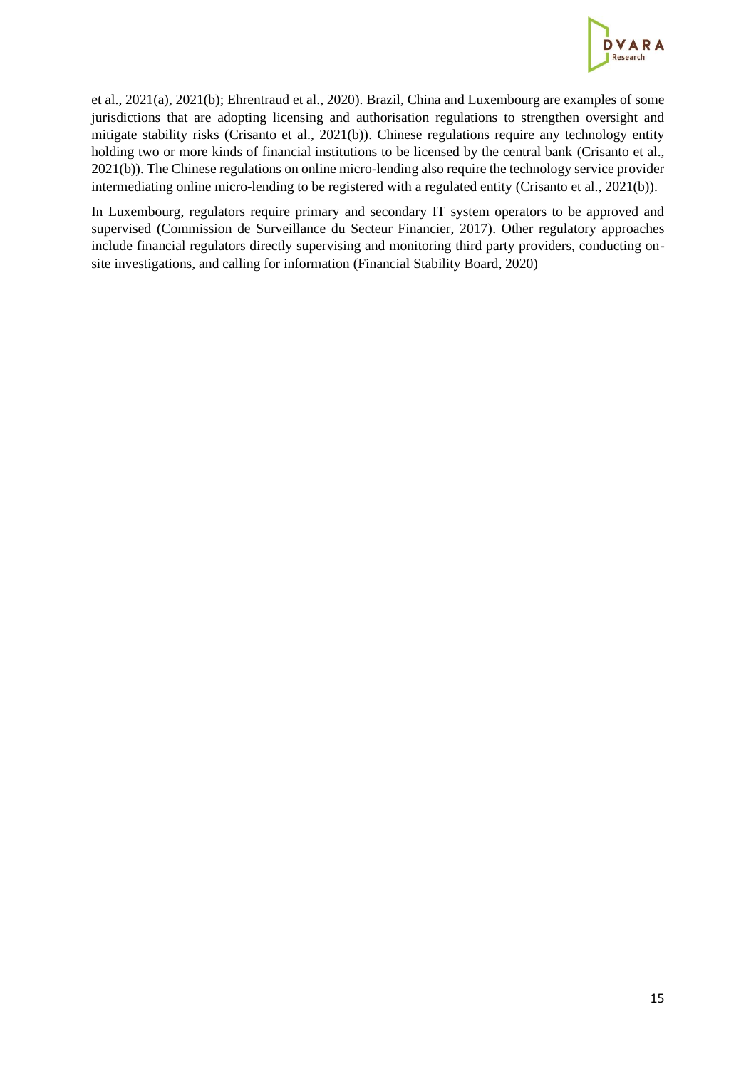et al., 2021(a), 2021(b); Ehrentraud et al., 2020). Brazil, China and Luxembourg are examples of some jurisdictions that are adopting licensing and authorisation regulations to strengthen oversight and mitigate stability risks (Crisanto et al., 2021(b)). Chinese regulations require any technology entity holding two or more kinds of financial institutions to be licensed by the central bank (Crisanto et al., 2021(b)). The Chinese regulations on online micro-lending also require the technology service provider intermediating online micro-lending to be registered with a regulated entity (Crisanto et al., 2021(b)).

In Luxembourg, regulators require primary and secondary IT system operators to be approved and supervised (Commission de Surveillance du Secteur Financier, 2017). Other regulatory approaches include financial regulators directly supervising and monitoring third party providers, conducting on-site investigations, and calling for information (Financial Stability Board, 2020)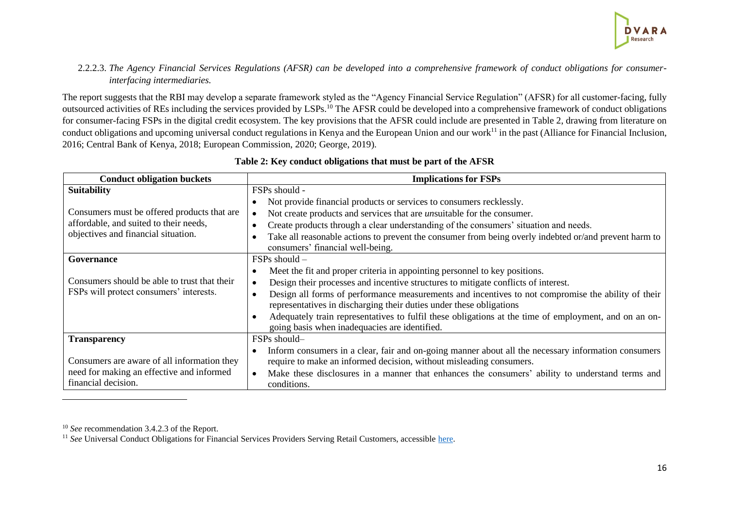#### 2.2.2.3. *The Agency Financial Services Regulations (AFSR) can be developed into a comprehensive framework of conduct obligations for consumer-interfacing intermediaries.*

The report suggests that the RBI may develop a separate framework styled as the "Agency Financial Service Regulation" (AFSR) for all customer-facing, fully outsourced activities of REs including the services provided by LSPs.[10] The AFSR could be developed into a comprehensive framework of conduct obligations for consumer-facing FSPs in the digital credit ecosystem. The key provisions that the AFSR could include are presented in Table 2, drawing from literature on conduct obligations and upcoming universal conduct regulations in Kenya and the European Union and our work[11] in the past (Alliance for Financial Inclusion, 2016; Central Bank of Kenya, 2018; European Commission, 2020; George, 2019).

**Table 2: Key conduct obligations that must be part of the AFSR**

| Conduct obligation buckets | Implications for FSPs |
|---|---|
| **Suitability**<br><br>Consumers must be offered products that are affordable, and suited to their needs, objectives and financial situation. | FSPs should -<br>• Not provide financial products or services to consumers recklessly.<br>• Not create products and services that are *un*suitable for the consumer.<br>• Create products through a clear understanding of the consumers' situation and needs.<br>• Take all reasonable actions to prevent the consumer from being overly indebted or/and prevent harm to consumers' financial well-being. |
| **Governance**<br><br>Consumers should be able to trust that their FSPs will protect consumers' interests. | FSPs should –<br>• Meet the fit and proper criteria in appointing personnel to key positions.<br>• Design their processes and incentive structures to mitigate conflicts of interest.<br>• Design all forms of performance measurements and incentives to not compromise the ability of their representatives in discharging their duties under these obligations<br>• Adequately train representatives to fulfil these obligations at the time of employment, and on an on-going basis when inadequacies are identified. |
| **Transparency**<br><br>Consumers are aware of all information they need for making an effective and informed financial decision. | FSPs should–<br>• Inform consumers in a clear, fair and on-going manner about all the necessary information consumers require to make an informed decision, without misleading consumers.<br>• Make these disclosures in a manner that enhances the consumers' ability to understand terms and conditions. |

[10] *See* recommendation 3.4.2.3 of the Report.

[11] *See* Universal Conduct Obligations for Financial Services Providers Serving Retail Customers, accessible here.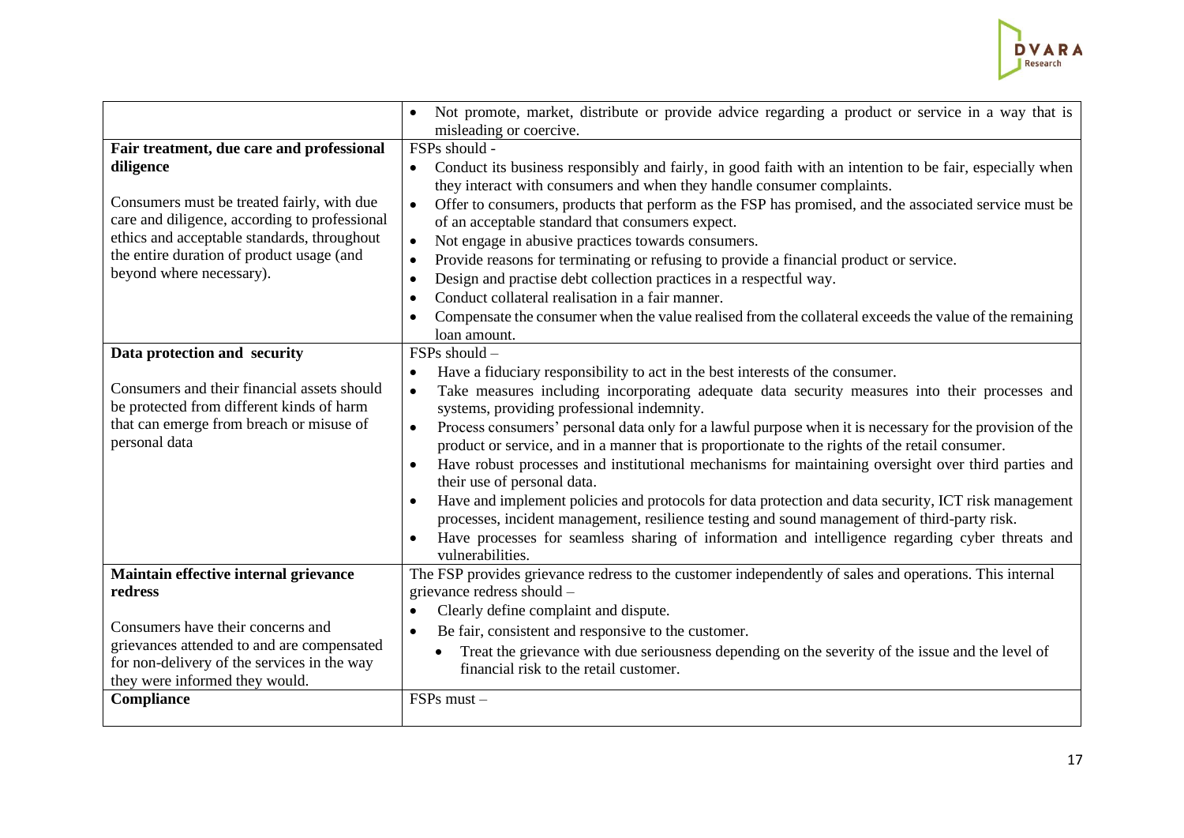| | |
|---|---|
| | • Not promote, market, distribute or provide advice regarding a product or service in a way that is misleading or coercive. |
| **Fair treatment, due care and professional diligence**<br><br>Consumers must be treated fairly, with due care and diligence, according to professional ethics and acceptable standards, throughout the entire duration of product usage (and beyond where necessary). | FSPs should -<br>• Conduct its business responsibly and fairly, in good faith with an intention to be fair, especially when they interact with consumers and when they handle consumer complaints.<br>• Offer to consumers, products that perform as the FSP has promised, and the associated service must be of an acceptable standard that consumers expect.<br>• Not engage in abusive practices towards consumers.<br>• Provide reasons for terminating or refusing to provide a financial product or service.<br>• Design and practise debt collection practices in a respectful way.<br>• Conduct collateral realisation in a fair manner.<br>• Compensate the consumer when the value realised from the collateral exceeds the value of the remaining loan amount. |
| **Data protection and security**<br><br>Consumers and their financial assets should be protected from different kinds of harm that can emerge from breach or misuse of personal data | FSPs should –<br>• Have a fiduciary responsibility to act in the best interests of the consumer.<br>• Take measures including incorporating adequate data security measures into their processes and systems, providing professional indemnity.<br>• Process consumers' personal data only for a lawful purpose when it is necessary for the provision of the product or service, and in a manner that is proportionate to the rights of the retail consumer.<br>• Have robust processes and institutional mechanisms for maintaining oversight over third parties and their use of personal data.<br>• Have and implement policies and protocols for data protection and data security, ICT risk management processes, incident management, resilience testing and sound management of third-party risk.<br>• Have processes for seamless sharing of information and intelligence regarding cyber threats and vulnerabilities. |
| **Maintain effective internal grievance redress**<br><br>Consumers have their concerns and grievances attended to and are compensated for non-delivery of the services in the way they were informed they would. | The FSP provides grievance redress to the customer independently of sales and operations. This internal grievance redress should –<br>• Clearly define complaint and dispute.<br>• Be fair, consistent and responsive to the customer.<br>• Treat the grievance with due seriousness depending on the severity of the issue and the level of financial risk to the retail customer. |
| **Compliance** | FSPs must – |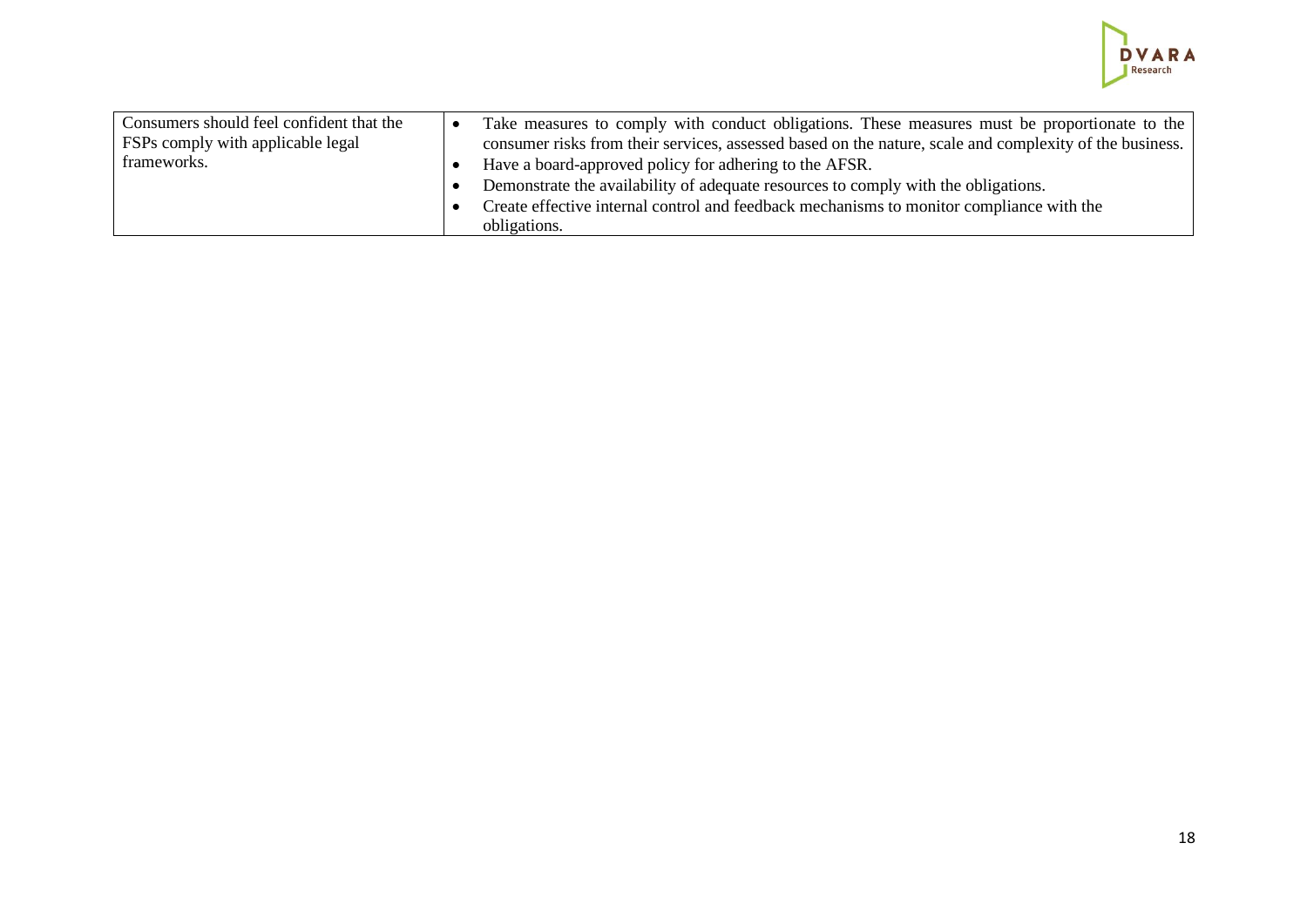| | |
|---|---|
| Consumers should feel confident that the FSPs comply with applicable legal frameworks. | • Take measures to comply with conduct obligations. These measures must be proportionate to the consumer risks from their services, assessed based on the nature, scale and complexity of the business.<br>• Have a board-approved policy for adhering to the AFSR.<br>• Demonstrate the availability of adequate resources to comply with the obligations.<br>• Create effective internal control and feedback mechanisms to monitor compliance with the obligations. |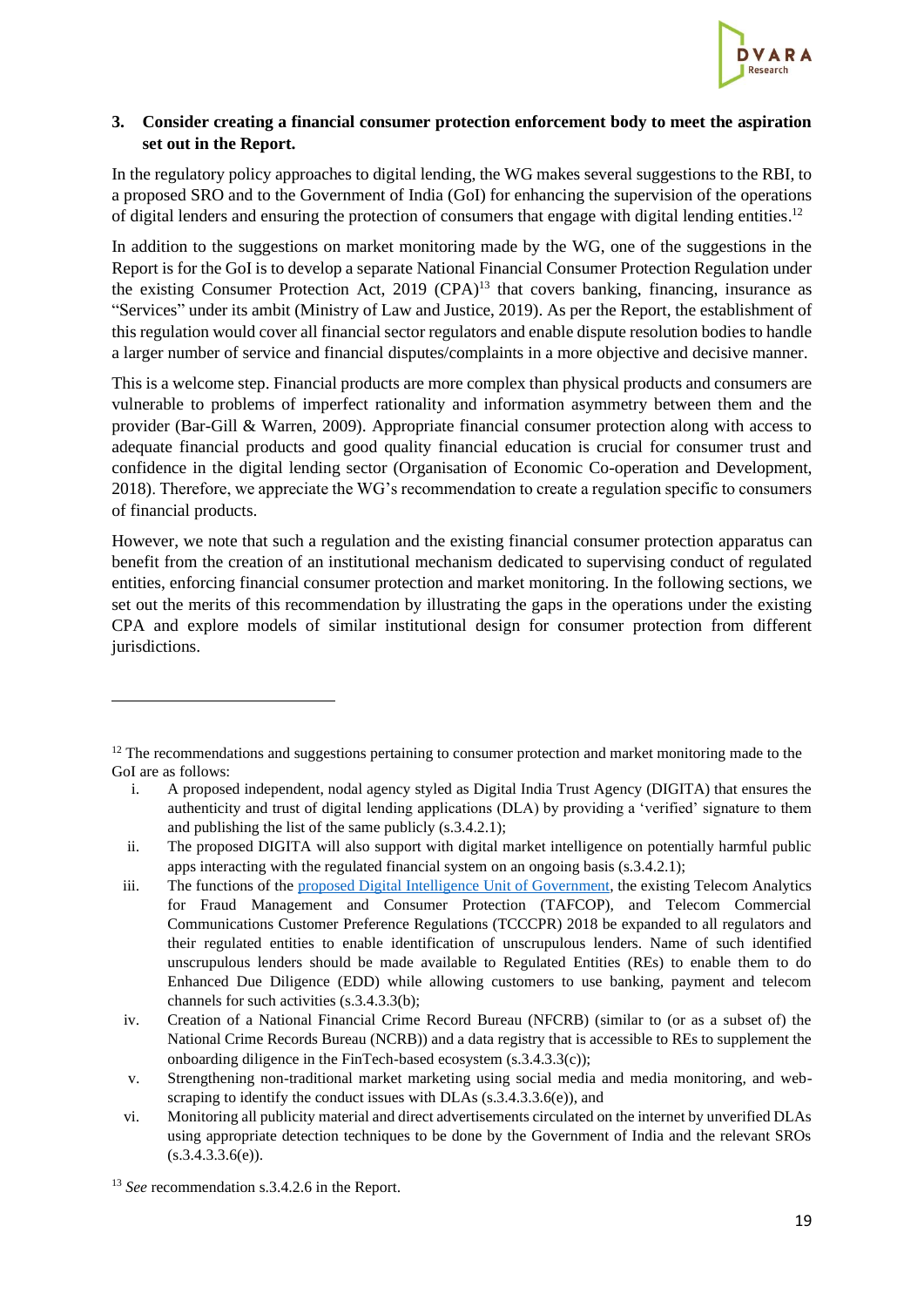### 3. Consider creating a financial consumer protection enforcement body to meet the aspiration set out in the Report.

In the regulatory policy approaches to digital lending, the WG makes several suggestions to the RBI, to a proposed SRO and to the Government of India (GoI) for enhancing the supervision of the operations of digital lenders and ensuring the protection of consumers that engage with digital lending entities.[12]

In addition to the suggestions on market monitoring made by the WG, one of the suggestions in the Report is for the GoI is to develop a separate National Financial Consumer Protection Regulation under the existing Consumer Protection Act, 2019 (CPA)[13] that covers banking, financing, insurance as "Services" under its ambit (Ministry of Law and Justice, 2019). As per the Report, the establishment of this regulation would cover all financial sector regulators and enable dispute resolution bodies to handle a larger number of service and financial disputes/complaints in a more objective and decisive manner.

This is a welcome step. Financial products are more complex than physical products and consumers are vulnerable to problems of imperfect rationality and information asymmetry between them and the provider (Bar-Gill & Warren, 2009). Appropriate financial consumer protection along with access to adequate financial products and good quality financial education is crucial for consumer trust and confidence in the digital lending sector (Organisation of Economic Co-operation and Development, 2018). Therefore, we appreciate the WG's recommendation to create a regulation specific to consumers of financial products.

However, we note that such a regulation and the existing financial consumer protection apparatus can benefit from the creation of an institutional mechanism dedicated to supervising conduct of regulated entities, enforcing financial consumer protection and market monitoring. In the following sections, we set out the merits of this recommendation by illustrating the gaps in the operations under the existing CPA and explore models of similar institutional design for consumer protection from different jurisdictions.

---

[12] The recommendations and suggestions pertaining to consumer protection and market monitoring made to the GoI are as follows:

i. A proposed independent, nodal agency styled as Digital India Trust Agency (DIGITA) that ensures the authenticity and trust of digital lending applications (DLA) by providing a 'verified' signature to them and publishing the list of the same publicly (s.3.4.2.1);

ii. The proposed DIGITA will also support with digital market intelligence on potentially harmful public apps interacting with the regulated financial system on an ongoing basis (s.3.4.2.1);

iii. The functions of the proposed Digital Intelligence Unit of Government, the existing Telecom Analytics for Fraud Management and Consumer Protection (TAFCOP), and Telecom Commercial Communications Customer Preference Regulations (TCCCPR) 2018 be expanded to all regulators and their regulated entities to enable identification of unscrupulous lenders. Name of such identified unscrupulous lenders should be made available to Regulated Entities (REs) to enable them to do Enhanced Due Diligence (EDD) while allowing customers to use banking, payment and telecom channels for such activities (s.3.4.3.3(b);

iv. Creation of a National Financial Crime Record Bureau (NFCRB) (similar to (or as a subset of) the National Crime Records Bureau (NCRB)) and a data registry that is accessible to REs to supplement the onboarding diligence in the FinTech-based ecosystem (s.3.4.3.3(c));

v. Strengthening non-traditional market marketing using social media and media monitoring, and web-scraping to identify the conduct issues with DLAs (s.3.4.3.3.6(e)), and

vi. Monitoring all publicity material and direct advertisements circulated on the internet by unverified DLAs using appropriate detection techniques to be done by the Government of India and the relevant SROs (s.3.4.3.3.6(e)).

[13] *See* recommendation s.3.4.2.6 in the Report.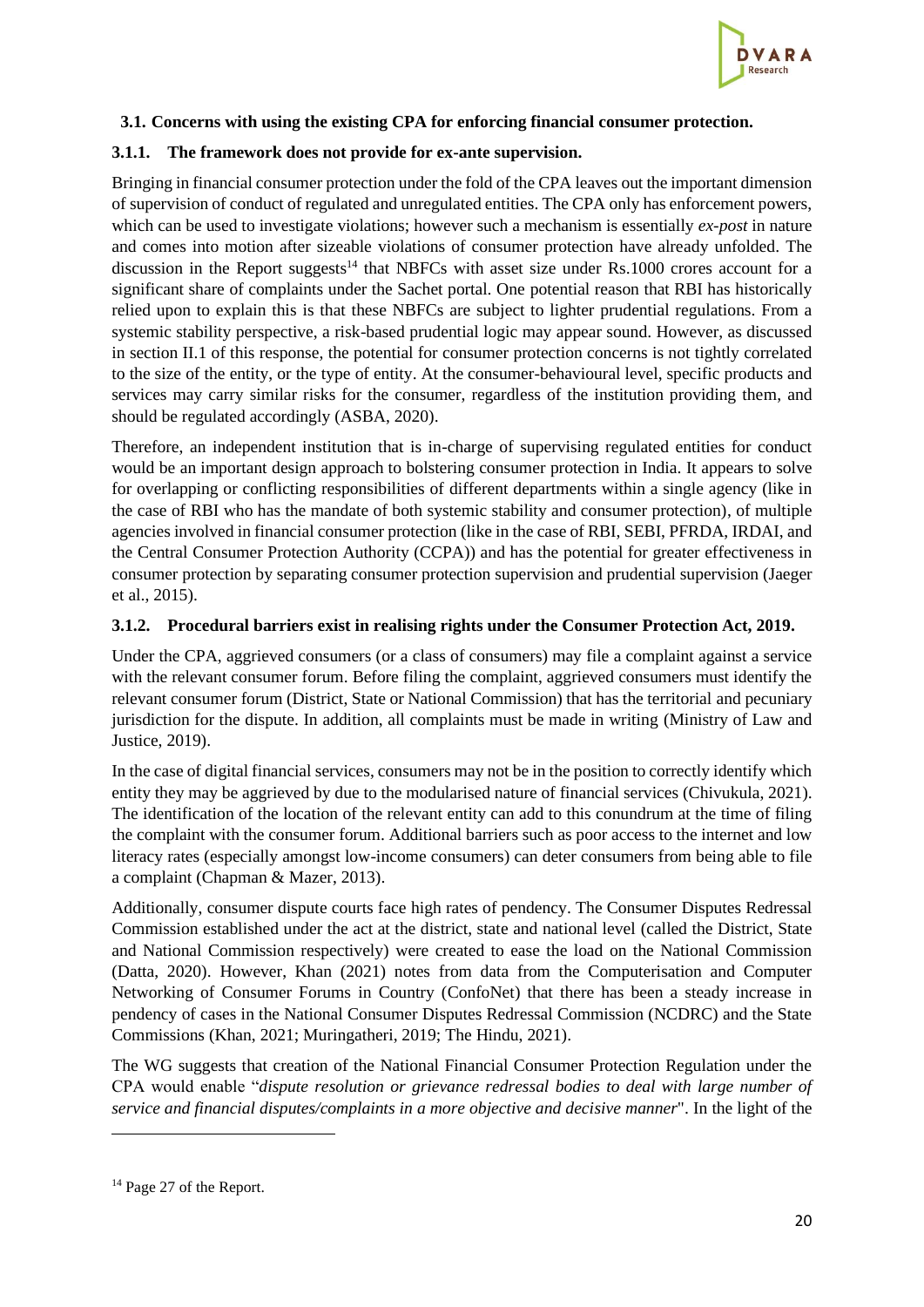### 3.1. Concerns with using the existing CPA for enforcing financial consumer protection.

#### 3.1.1. The framework does not provide for ex-ante supervision.

Bringing in financial consumer protection under the fold of the CPA leaves out the important dimension of supervision of conduct of regulated and unregulated entities. The CPA only has enforcement powers, which can be used to investigate violations; however such a mechanism is essentially *ex-post* in nature and comes into motion after sizeable violations of consumer protection have already unfolded. The discussion in the Report suggests[14] that NBFCs with asset size under Rs.1000 crores account for a significant share of complaints under the Sachet portal. One potential reason that RBI has historically relied upon to explain this is that these NBFCs are subject to lighter prudential regulations. From a systemic stability perspective, a risk-based prudential logic may appear sound. However, as discussed in section II.1 of this response, the potential for consumer protection concerns is not tightly correlated to the size of the entity, or the type of entity. At the consumer-behavioural level, specific products and services may carry similar risks for the consumer, regardless of the institution providing them, and should be regulated accordingly (ASBA, 2020).

Therefore, an independent institution that is in-charge of supervising regulated entities for conduct would be an important design approach to bolstering consumer protection in India. It appears to solve for overlapping or conflicting responsibilities of different departments within a single agency (like in the case of RBI who has the mandate of both systemic stability and consumer protection), of multiple agencies involved in financial consumer protection (like in the case of RBI, SEBI, PFRDA, IRDAI, and the Central Consumer Protection Authority (CCPA)) and has the potential for greater effectiveness in consumer protection by separating consumer protection supervision and prudential supervision (Jaeger et al., 2015).

#### 3.1.2. Procedural barriers exist in realising rights under the Consumer Protection Act, 2019.

Under the CPA, aggrieved consumers (or a class of consumers) may file a complaint against a service with the relevant consumer forum. Before filing the complaint, aggrieved consumers must identify the relevant consumer forum (District, State or National Commission) that has the territorial and pecuniary jurisdiction for the dispute. In addition, all complaints must be made in writing (Ministry of Law and Justice, 2019).

In the case of digital financial services, consumers may not be in the position to correctly identify which entity they may be aggrieved by due to the modularised nature of financial services (Chivukula, 2021). The identification of the location of the relevant entity can add to this conundrum at the time of filing the complaint with the consumer forum. Additional barriers such as poor access to the internet and low literacy rates (especially amongst low-income consumers) can deter consumers from being able to file a complaint (Chapman & Mazer, 2013).

Additionally, consumer dispute courts face high rates of pendency. The Consumer Disputes Redressal Commission established under the act at the district, state and national level (called the District, State and National Commission respectively) were created to ease the load on the National Commission (Datta, 2020). However, Khan (2021) notes from data from the Computerisation and Computer Networking of Consumer Forums in Country (ConfoNet) that there has been a steady increase in pendency of cases in the National Consumer Disputes Redressal Commission (NCDRC) and the State Commissions (Khan, 2021; Muringatheri, 2019; The Hindu, 2021).

The WG suggests that creation of the National Financial Consumer Protection Regulation under the CPA would enable "*dispute resolution or grievance redressal bodies to deal with large number of service and financial disputes/complaints in a more objective and decisive manner*". In the light of the

[14] Page 27 of the Report.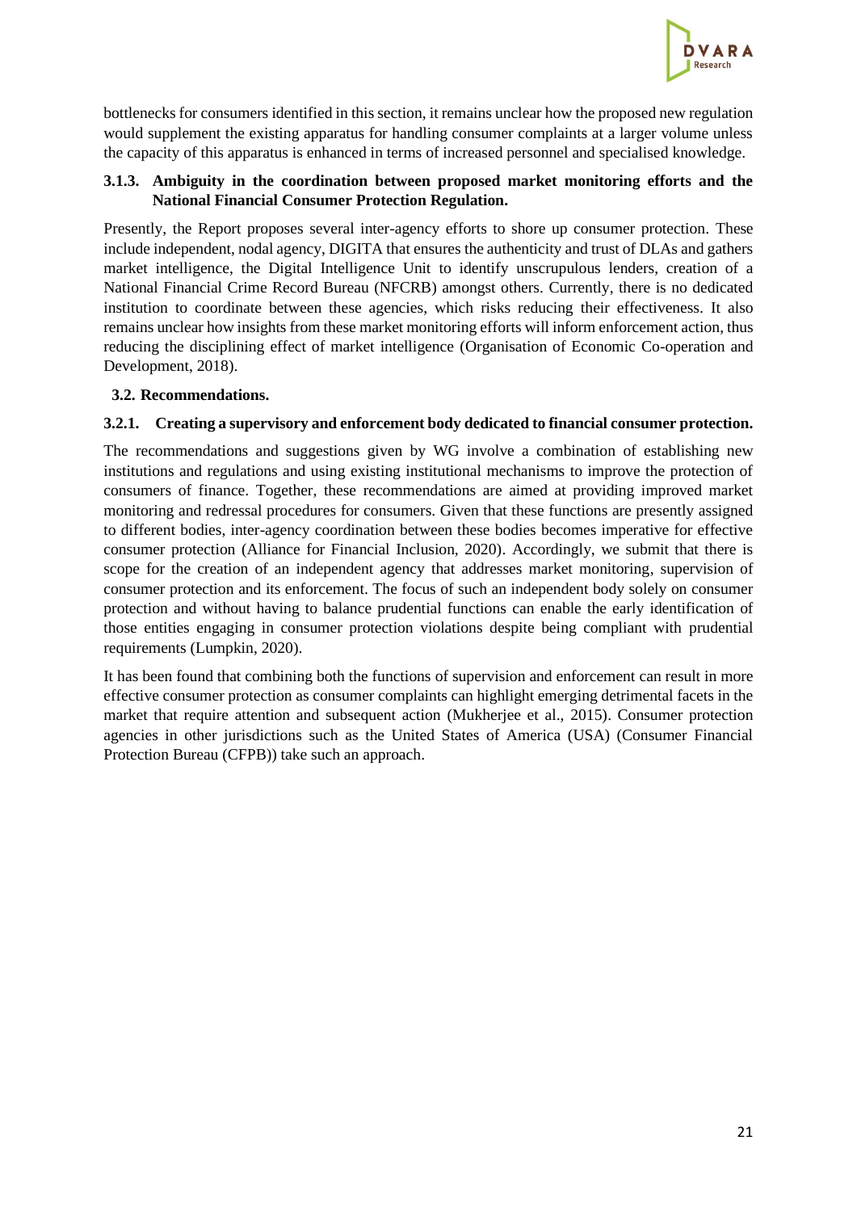bottlenecks for consumers identified in this section, it remains unclear how the proposed new regulation would supplement the existing apparatus for handling consumer complaints at a larger volume unless the capacity of this apparatus is enhanced in terms of increased personnel and specialised knowledge.

#### 3.1.3. Ambiguity in the coordination between proposed market monitoring efforts and the National Financial Consumer Protection Regulation.

Presently, the Report proposes several inter-agency efforts to shore up consumer protection. These include independent, nodal agency, DIGITA that ensures the authenticity and trust of DLAs and gathers market intelligence, the Digital Intelligence Unit to identify unscrupulous lenders, creation of a National Financial Crime Record Bureau (NFCRB) amongst others. Currently, there is no dedicated institution to coordinate between these agencies, which risks reducing their effectiveness. It also remains unclear how insights from these market monitoring efforts will inform enforcement action, thus reducing the disciplining effect of market intelligence (Organisation of Economic Co-operation and Development, 2018).

### 3.2. Recommendations.

#### 3.2.1. Creating a supervisory and enforcement body dedicated to financial consumer protection.

The recommendations and suggestions given by WG involve a combination of establishing new institutions and regulations and using existing institutional mechanisms to improve the protection of consumers of finance. Together, these recommendations are aimed at providing improved market monitoring and redressal procedures for consumers. Given that these functions are presently assigned to different bodies, inter-agency coordination between these bodies becomes imperative for effective consumer protection (Alliance for Financial Inclusion, 2020). Accordingly, we submit that there is scope for the creation of an independent agency that addresses market monitoring, supervision of consumer protection and its enforcement. The focus of such an independent body solely on consumer protection and without having to balance prudential functions can enable the early identification of those entities engaging in consumer protection violations despite being compliant with prudential requirements (Lumpkin, 2020).

It has been found that combining both the functions of supervision and enforcement can result in more effective consumer protection as consumer complaints can highlight emerging detrimental facets in the market that require attention and subsequent action (Mukherjee et al., 2015). Consumer protection agencies in other jurisdictions such as the United States of America (USA) (Consumer Financial Protection Bureau (CFPB)) take such an approach.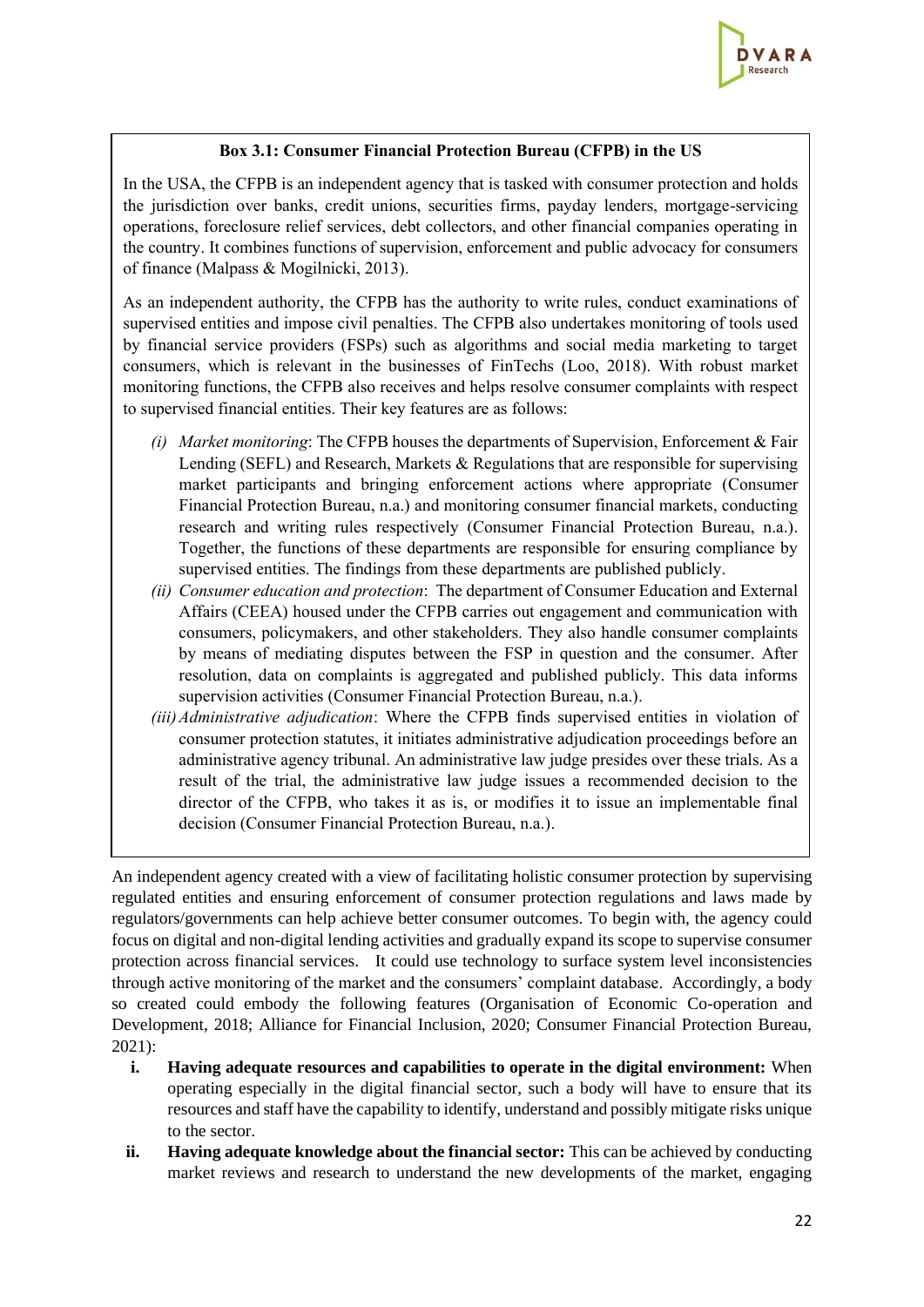**Box 3.1: Consumer Financial Protection Bureau (CFPB) in the US**

In the USA, the CFPB is an independent agency that is tasked with consumer protection and holds the jurisdiction over banks, credit unions, securities firms, payday lenders, mortgage-servicing operations, foreclosure relief services, debt collectors, and other financial companies operating in the country. It combines functions of supervision, enforcement and public advocacy for consumers of finance (Malpass & Mogilnicki, 2013).

As an independent authority, the CFPB has the authority to write rules, conduct examinations of supervised entities and impose civil penalties. The CFPB also undertakes monitoring of tools used by financial service providers (FSPs) such as algorithms and social media marketing to target consumers, which is relevant in the businesses of FinTechs (Loo, 2018). With robust market monitoring functions, the CFPB also receives and helps resolve consumer complaints with respect to supervised financial entities. Their key features are as follows:

- *(i) Market monitoring*: The CFPB houses the departments of Supervision, Enforcement & Fair Lending (SEFL) and Research, Markets & Regulations that are responsible for supervising market participants and bringing enforcement actions where appropriate (Consumer Financial Protection Bureau, n.a.) and monitoring consumer financial markets, conducting research and writing rules respectively (Consumer Financial Protection Bureau, n.a.). Together, the functions of these departments are responsible for ensuring compliance by supervised entities. The findings from these departments are published publicly.
- *(ii) Consumer education and protection*: The department of Consumer Education and External Affairs (CEEA) housed under the CFPB carries out engagement and communication with consumers, policymakers, and other stakeholders. They also handle consumer complaints by means of mediating disputes between the FSP in question and the consumer. After resolution, data on complaints is aggregated and published publicly. This data informs supervision activities (Consumer Financial Protection Bureau, n.a.).
- *(iii) Administrative adjudication*: Where the CFPB finds supervised entities in violation of consumer protection statutes, it initiates administrative adjudication proceedings before an administrative agency tribunal. An administrative law judge presides over these trials. As a result of the trial, the administrative law judge issues a recommended decision to the director of the CFPB, who takes it as is, or modifies it to issue an implementable final decision (Consumer Financial Protection Bureau, n.a.).

An independent agency created with a view of facilitating holistic consumer protection by supervising regulated entities and ensuring enforcement of consumer protection regulations and laws made by regulators/governments can help achieve better consumer outcomes. To begin with, the agency could focus on digital and non-digital lending activities and gradually expand its scope to supervise consumer protection across financial services. It could use technology to surface system level inconsistencies through active monitoring of the market and the consumers' complaint database. Accordingly, a body so created could embody the following features (Organisation of Economic Co-operation and Development, 2018; Alliance for Financial Inclusion, 2020; Consumer Financial Protection Bureau, 2021):

- **i. Having adequate resources and capabilities to operate in the digital environment:** When operating especially in the digital financial sector, such a body will have to ensure that its resources and staff have the capability to identify, understand and possibly mitigate risks unique to the sector.
- **ii. Having adequate knowledge about the financial sector:** This can be achieved by conducting market reviews and research to understand the new developments of the market, engaging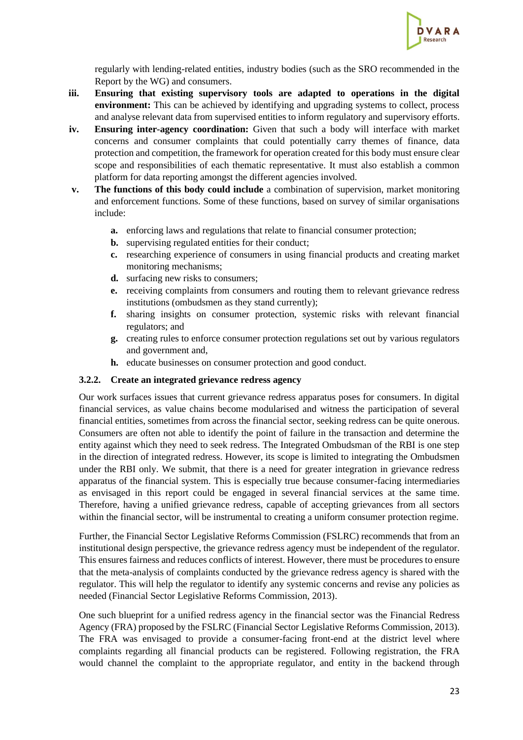regularly with lending-related entities, industry bodies (such as the SRO recommended in the Report by the WG) and consumers.

iii. **Ensuring that existing supervisory tools are adapted to operations in the digital environment:** This can be achieved by identifying and upgrading systems to collect, process and analyse relevant data from supervised entities to inform regulatory and supervisory efforts.

iv. **Ensuring inter-agency coordination:** Given that such a body will interface with market concerns and consumer complaints that could potentially carry themes of finance, data protection and competition, the framework for operation created for this body must ensure clear scope and responsibilities of each thematic representative. It must also establish a common platform for data reporting amongst the different agencies involved.

v. **The functions of this body could include** a combination of supervision, market monitoring and enforcement functions. Some of these functions, based on survey of similar organisations include:

   a. enforcing laws and regulations that relate to financial consumer protection;
   b. supervising regulated entities for their conduct;
   c. researching experience of consumers in using financial products and creating market monitoring mechanisms;
   d. surfacing new risks to consumers;
   e. receiving complaints from consumers and routing them to relevant grievance redress institutions (ombudsmen as they stand currently);
   f. sharing insights on consumer protection, systemic risks with relevant financial regulators; and
   g. creating rules to enforce consumer protection regulations set out by various regulators and government and,
   h. educate businesses on consumer protection and good conduct.

#### 3.2.2. Create an integrated grievance redress agency

Our work surfaces issues that current grievance redress apparatus poses for consumers. In digital financial services, as value chains become modularised and witness the participation of several financial entities, sometimes from across the financial sector, seeking redress can be quite onerous. Consumers are often not able to identify the point of failure in the transaction and determine the entity against which they need to seek redress. The Integrated Ombudsman of the RBI is one step in the direction of integrated redress. However, its scope is limited to integrating the Ombudsmen under the RBI only. We submit, that there is a need for greater integration in grievance redress apparatus of the financial system. This is especially true because consumer-facing intermediaries as envisaged in this report could be engaged in several financial services at the same time. Therefore, having a unified grievance redress, capable of accepting grievances from all sectors within the financial sector, will be instrumental to creating a uniform consumer protection regime.

Further, the Financial Sector Legislative Reforms Commission (FSLRC) recommends that from an institutional design perspective, the grievance redress agency must be independent of the regulator. This ensures fairness and reduces conflicts of interest. However, there must be procedures to ensure that the meta-analysis of complaints conducted by the grievance redress agency is shared with the regulator. This will help the regulator to identify any systemic concerns and revise any policies as needed (Financial Sector Legislative Reforms Commission, 2013).

One such blueprint for a unified redress agency in the financial sector was the Financial Redress Agency (FRA) proposed by the FSLRC (Financial Sector Legislative Reforms Commission, 2013). The FRA was envisaged to provide a consumer-facing front-end at the district level where complaints regarding all financial products can be registered. Following registration, the FRA would channel the complaint to the appropriate regulator, and entity in the backend through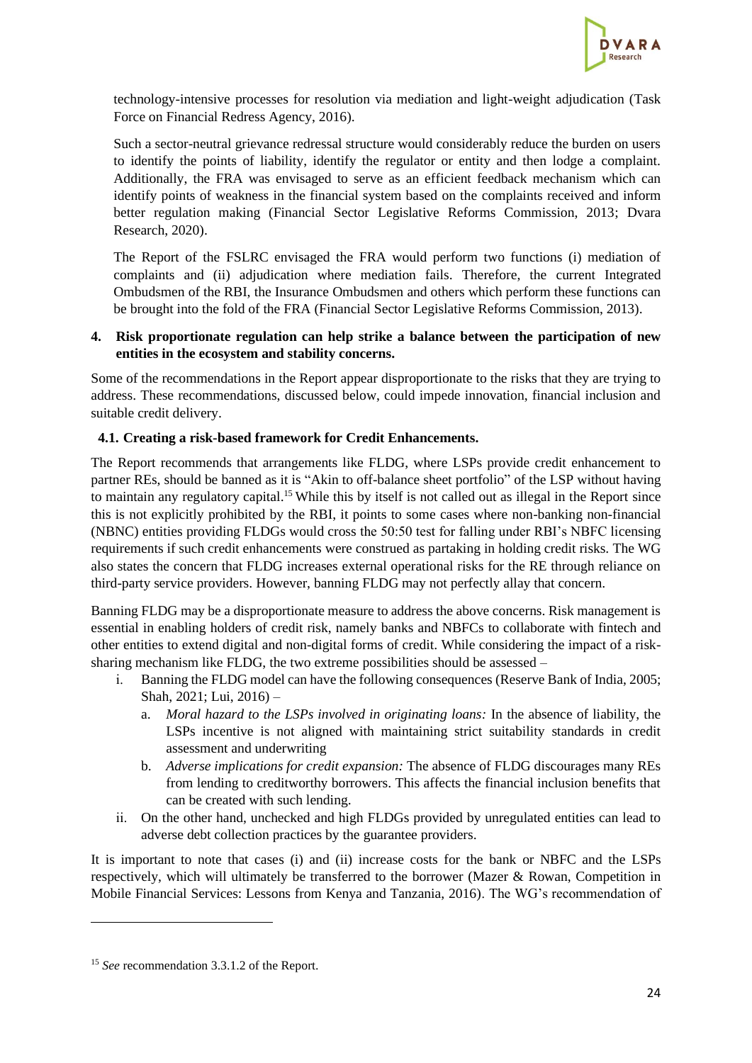technology-intensive processes for resolution via mediation and light-weight adjudication (Task Force on Financial Redress Agency, 2016).

Such a sector-neutral grievance redressal structure would considerably reduce the burden on users to identify the points of liability, identify the regulator or entity and then lodge a complaint. Additionally, the FRA was envisaged to serve as an efficient feedback mechanism which can identify points of weakness in the financial system based on the complaints received and inform better regulation making (Financial Sector Legislative Reforms Commission, 2013; Dvara Research, 2020).

The Report of the FSLRC envisaged the FRA would perform two functions (i) mediation of complaints and (ii) adjudication where mediation fails. Therefore, the current Integrated Ombudsmen of the RBI, the Insurance Ombudsmen and others which perform these functions can be brought into the fold of the FRA (Financial Sector Legislative Reforms Commission, 2013).

## 4. Risk proportionate regulation can help strike a balance between the participation of new entities in the ecosystem and stability concerns.

Some of the recommendations in the Report appear disproportionate to the risks that they are trying to address. These recommendations, discussed below, could impede innovation, financial inclusion and suitable credit delivery.

### 4.1. Creating a risk-based framework for Credit Enhancements.

The Report recommends that arrangements like FLDG, where LSPs provide credit enhancement to partner REs, should be banned as it is "Akin to off-balance sheet portfolio" of the LSP without having to maintain any regulatory capital.[15] While this by itself is not called out as illegal in the Report since this is not explicitly prohibited by the RBI, it points to some cases where non-banking non-financial (NBNC) entities providing FLDGs would cross the 50:50 test for falling under RBI's NBFC licensing requirements if such credit enhancements were construed as partaking in holding credit risks. The WG also states the concern that FLDG increases external operational risks for the RE through reliance on third-party service providers. However, banning FLDG may not perfectly allay that concern.

Banning FLDG may be a disproportionate measure to address the above concerns. Risk management is essential in enabling holders of credit risk, namely banks and NBFCs to collaborate with fintech and other entities to extend digital and non-digital forms of credit. While considering the impact of a risk-sharing mechanism like FLDG, the two extreme possibilities should be assessed –

i. Banning the FLDG model can have the following consequences (Reserve Bank of India, 2005; Shah, 2021; Lui, 2016) –
   a. *Moral hazard to the LSPs involved in originating loans:* In the absence of liability, the LSPs incentive is not aligned with maintaining strict suitability standards in credit assessment and underwriting
   b. *Adverse implications for credit expansion:* The absence of FLDG discourages many REs from lending to creditworthy borrowers. This affects the financial inclusion benefits that can be created with such lending.
ii. On the other hand, unchecked and high FLDGs provided by unregulated entities can lead to adverse debt collection practices by the guarantee providers.

It is important to note that cases (i) and (ii) increase costs for the bank or NBFC and the LSPs respectively, which will ultimately be transferred to the borrower (Mazer & Rowan, Competition in Mobile Financial Services: Lessons from Kenya and Tanzania, 2016). The WG's recommendation of

[15] *See* recommendation 3.3.1.2 of the Report.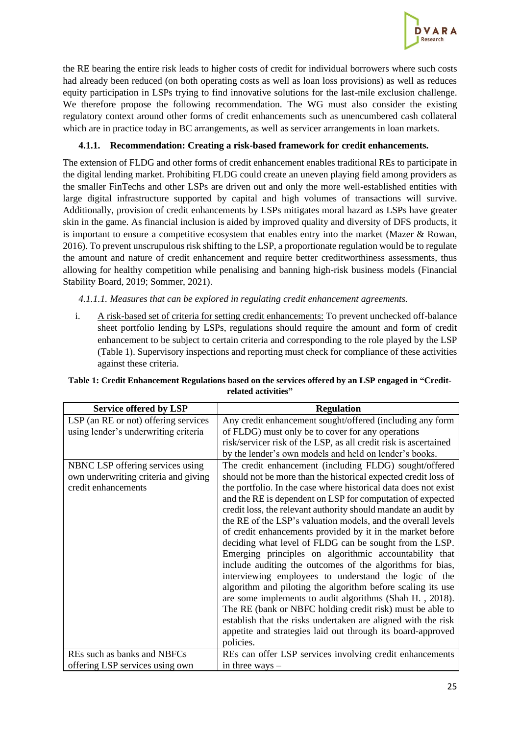the RE bearing the entire risk leads to higher costs of credit for individual borrowers where such costs had already been reduced (on both operating costs as well as loan loss provisions) as well as reduces equity participation in LSPs trying to find innovative solutions for the last-mile exclusion challenge. We therefore propose the following recommendation. The WG must also consider the existing regulatory context around other forms of credit enhancements such as unencumbered cash collateral which are in practice today in BC arrangements, as well as servicer arrangements in loan markets.

### 4.1.1. Recommendation: Creating a risk-based framework for credit enhancements.

The extension of FLDG and other forms of credit enhancement enables traditional REs to participate in the digital lending market. Prohibiting FLDG could create an uneven playing field among providers as the smaller FinTechs and other LSPs are driven out and only the more well-established entities with large digital infrastructure supported by capital and high volumes of transactions will survive. Additionally, provision of credit enhancements by LSPs mitigates moral hazard as LSPs have greater skin in the game. As financial inclusion is aided by improved quality and diversity of DFS products, it is important to ensure a competitive ecosystem that enables entry into the market (Mazer & Rowan, 2016). To prevent unscrupulous risk shifting to the LSP, a proportionate regulation would be to regulate the amount and nature of credit enhancement and require better creditworthiness assessments, thus allowing for healthy competition while penalising and banning high-risk business models (Financial Stability Board, 2019; Sommer, 2021).

*4.1.1.1. Measures that can be explored in regulating credit enhancement agreements.*

i. A risk-based set of criteria for setting credit enhancements: To prevent unchecked off-balance sheet portfolio lending by LSPs, regulations should require the amount and form of credit enhancement to be subject to certain criteria and corresponding to the role played by the LSP (Table 1). Supervisory inspections and reporting must check for compliance of these activities against these criteria.

**Table 1: Credit Enhancement Regulations based on the services offered by an LSP engaged in "Credit-related activities"**

| Service offered by LSP | Regulation |
|---|---|
| LSP (an RE or not) offering services using lender's underwriting criteria | Any credit enhancement sought/offered (including any form of FLDG) must only be to cover for any operations risk/servicer risk of the LSP, as all credit risk is ascertained by the lender's own models and held on lender's books. |
| NBNC LSP offering services using own underwriting criteria and giving credit enhancements | The credit enhancement (including FLDG) sought/offered should not be more than the historical expected credit loss of the portfolio. In the case where historical data does not exist and the RE is dependent on LSP for computation of expected credit loss, the relevant authority should mandate an audit by the RE of the LSP's valuation models, and the overall levels of credit enhancements provided by it in the market before deciding what level of FLDG can be sought from the LSP. Emerging principles on algorithmic accountability that include auditing the outcomes of the algorithms for bias, interviewing employees to understand the logic of the algorithm and piloting the algorithm before scaling its use are some implements to audit algorithms (Shah H. , 2018). The RE (bank or NBFC holding credit risk) must be able to establish that the risks undertaken are aligned with the risk appetite and strategies laid out through its board-approved policies. |
| REs such as banks and NBFCs offering LSP services using own | REs can offer LSP services involving credit enhancements in three ways – |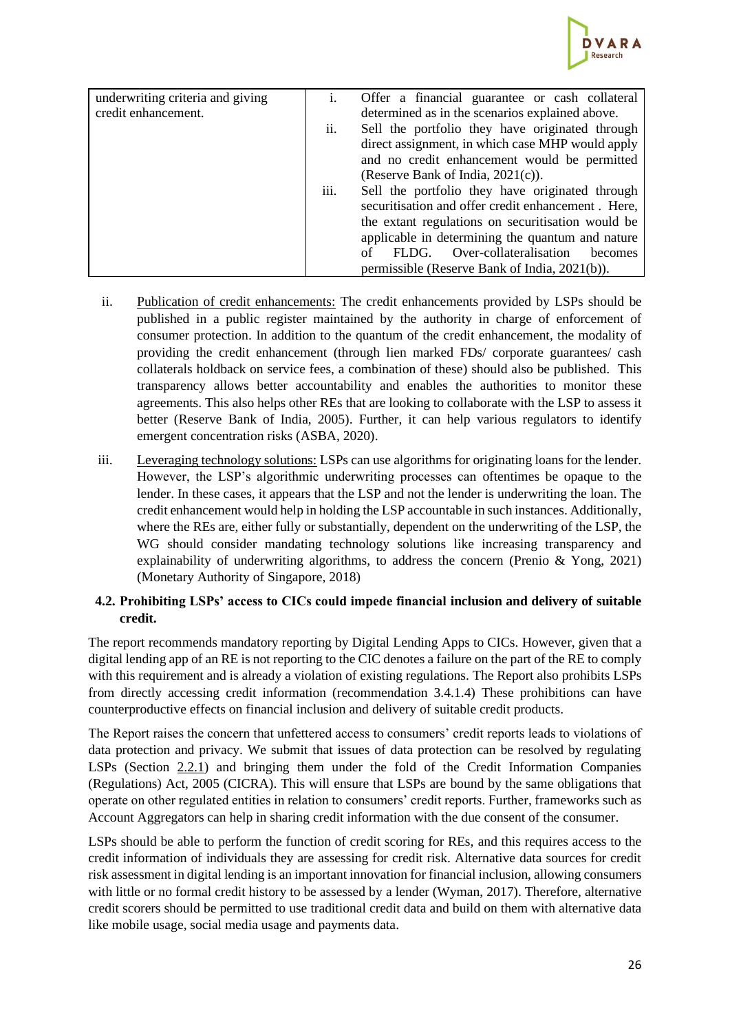| underwriting criteria and giving credit enhancement. | i. Offer a financial guarantee or cash collateral determined as in the scenarios explained above.<br>ii. Sell the portfolio they have originated through direct assignment, in which case MHP would apply and no credit enhancement would be permitted (Reserve Bank of India, 2021(c)).<br>iii. Sell the portfolio they have originated through securitisation and offer credit enhancement . Here, the extant regulations on securitisation would be applicable in determining the quantum and nature of FLDG. Over-collateralisation becomes permissible (Reserve Bank of India, 2021(b)). |
|---|---|

ii. Publication of credit enhancements: The credit enhancements provided by LSPs should be published in a public register maintained by the authority in charge of enforcement of consumer protection. In addition to the quantum of the credit enhancement, the modality of providing the credit enhancement (through lien marked FDs/ corporate guarantees/ cash collaterals holdback on service fees, a combination of these) should also be published. This transparency allows better accountability and enables the authorities to monitor these agreements. This also helps other REs that are looking to collaborate with the LSP to assess it better (Reserve Bank of India, 2005). Further, it can help various regulators to identify emergent concentration risks (ASBA, 2020).

iii. Leveraging technology solutions: LSPs can use algorithms for originating loans for the lender. However, the LSP's algorithmic underwriting processes can oftentimes be opaque to the lender. In these cases, it appears that the LSP and not the lender is underwriting the loan. The credit enhancement would help in holding the LSP accountable in such instances. Additionally, where the REs are, either fully or substantially, dependent on the underwriting of the LSP, the WG should consider mandating technology solutions like increasing transparency and explainability of underwriting algorithms, to address the concern (Prenio & Yong, 2021) (Monetary Authority of Singapore, 2018)

### 4.2. Prohibiting LSPs' access to CICs could impede financial inclusion and delivery of suitable credit.

The report recommends mandatory reporting by Digital Lending Apps to CICs. However, given that a digital lending app of an RE is not reporting to the CIC denotes a failure on the part of the RE to comply with this requirement and is already a violation of existing regulations. The Report also prohibits LSPs from directly accessing credit information (recommendation 3.4.1.4) These prohibitions can have counterproductive effects on financial inclusion and delivery of suitable credit products.

The Report raises the concern that unfettered access to consumers' credit reports leads to violations of data protection and privacy. We submit that issues of data protection can be resolved by regulating LSPs (Section 2.2.1) and bringing them under the fold of the Credit Information Companies (Regulations) Act, 2005 (CICRA). This will ensure that LSPs are bound by the same obligations that operate on other regulated entities in relation to consumers' credit reports. Further, frameworks such as Account Aggregators can help in sharing credit information with the due consent of the consumer.

LSPs should be able to perform the function of credit scoring for REs, and this requires access to the credit information of individuals they are assessing for credit risk. Alternative data sources for credit risk assessment in digital lending is an important innovation for financial inclusion, allowing consumers with little or no formal credit history to be assessed by a lender (Wyman, 2017). Therefore, alternative credit scorers should be permitted to use traditional credit data and build on them with alternative data like mobile usage, social media usage and payments data.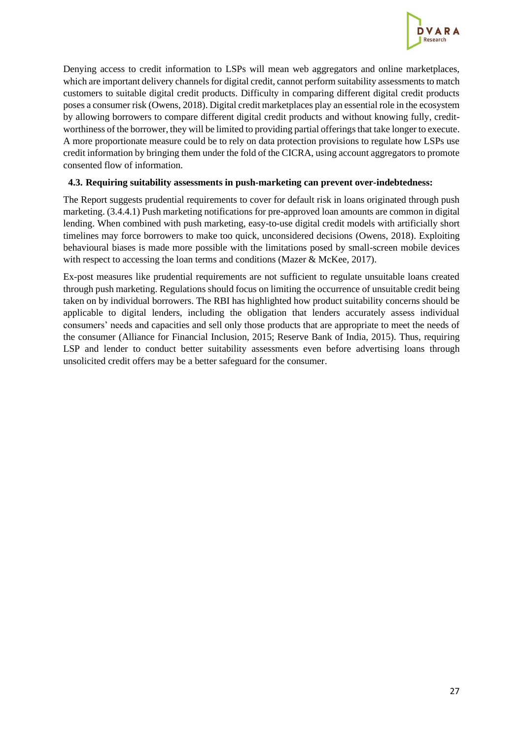Denying access to credit information to LSPs will mean web aggregators and online marketplaces, which are important delivery channels for digital credit, cannot perform suitability assessments to match customers to suitable digital credit products. Difficulty in comparing different digital credit products poses a consumer risk (Owens, 2018). Digital credit marketplaces play an essential role in the ecosystem by allowing borrowers to compare different digital credit products and without knowing fully, credit-worthiness of the borrower, they will be limited to providing partial offerings that take longer to execute. A more proportionate measure could be to rely on data protection provisions to regulate how LSPs use credit information by bringing them under the fold of the CICRA, using account aggregators to promote consented flow of information.

### 4.3. Requiring suitability assessments in push-marketing can prevent over-indebtedness:

The Report suggests prudential requirements to cover for default risk in loans originated through push marketing. (3.4.4.1) Push marketing notifications for pre-approved loan amounts are common in digital lending. When combined with push marketing, easy-to-use digital credit models with artificially short timelines may force borrowers to make too quick, unconsidered decisions (Owens, 2018). Exploiting behavioural biases is made more possible with the limitations posed by small-screen mobile devices with respect to accessing the loan terms and conditions (Mazer & McKee, 2017).

Ex-post measures like prudential requirements are not sufficient to regulate unsuitable loans created through push marketing. Regulations should focus on limiting the occurrence of unsuitable credit being taken on by individual borrowers. The RBI has highlighted how product suitability concerns should be applicable to digital lenders, including the obligation that lenders accurately assess individual consumers' needs and capacities and sell only those products that are appropriate to meet the needs of the consumer (Alliance for Financial Inclusion, 2015; Reserve Bank of India, 2015). Thus, requiring LSP and lender to conduct better suitability assessments even before advertising loans through unsolicited credit offers may be a better safeguard for the consumer.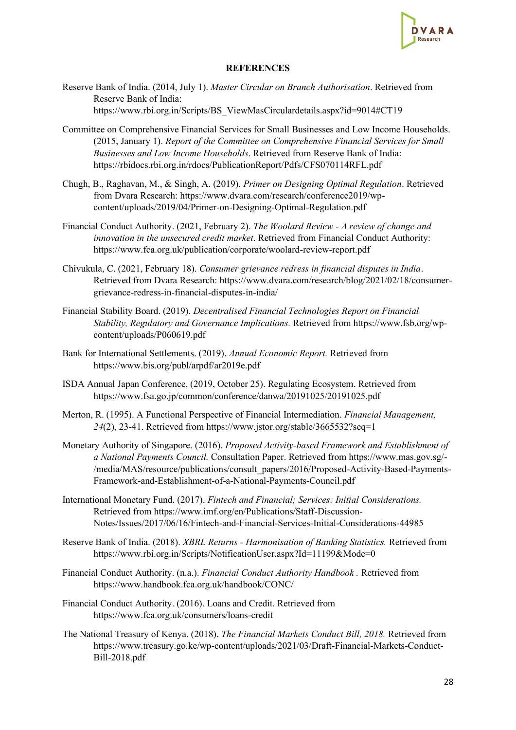## REFERENCES

Reserve Bank of India. (2014, July 1). *Master Circular on Branch Authorisation*. Retrieved from Reserve Bank of India: https://www.rbi.org.in/Scripts/BS_ViewMasCirculardetails.aspx?id=9014#CT19

Committee on Comprehensive Financial Services for Small Businesses and Low Income Households. (2015, January 1). *Report of the Committee on Comprehensive Financial Services for Small Businesses and Low Income Households*. Retrieved from Reserve Bank of India: https://rbidocs.rbi.org.in/rdocs/PublicationReport/Pdfs/CFS070114RFL.pdf

Chugh, B., Raghavan, M., & Singh, A. (2019). *Primer on Designing Optimal Regulation*. Retrieved from Dvara Research: https://www.dvara.com/research/conference2019/wp-content/uploads/2019/04/Primer-on-Designing-Optimal-Regulation.pdf

Financial Conduct Authority. (2021, February 2). *The Woolard Review - A review of change and innovation in the unsecured credit market*. Retrieved from Financial Conduct Authority: https://www.fca.org.uk/publication/corporate/woolard-review-report.pdf

Chivukula, C. (2021, February 18). *Consumer grievance redress in financial disputes in India*. Retrieved from Dvara Research: https://www.dvara.com/research/blog/2021/02/18/consumer-grievance-redress-in-financial-disputes-in-india/

Financial Stability Board. (2019). *Decentralised Financial Technologies Report on Financial Stability, Regulatory and Governance Implications.* Retrieved from https://www.fsb.org/wp-content/uploads/P060619.pdf

Bank for International Settlements. (2019). *Annual Economic Report.* Retrieved from https://www.bis.org/publ/arpdf/ar2019e.pdf

ISDA Annual Japan Conference. (2019, October 25). Regulating Ecosystem. Retrieved from https://www.fsa.go.jp/common/conference/danwa/20191025/20191025.pdf

Merton, R. (1995). A Functional Perspective of Financial Intermediation. *Financial Management, 24*(2), 23-41. Retrieved from https://www.jstor.org/stable/3665532?seq=1

Monetary Authority of Singapore. (2016). *Proposed Activity-based Framework and Establishment of a National Payments Council.* Consultation Paper. Retrieved from https://www.mas.gov.sg/-/media/MAS/resource/publications/consult_papers/2016/Proposed-Activity-Based-Payments-Framework-and-Establishment-of-a-National-Payments-Council.pdf

International Monetary Fund. (2017). *Fintech and Financial; Services: Initial Considerations.* Retrieved from https://www.imf.org/en/Publications/Staff-Discussion-Notes/Issues/2017/06/16/Fintech-and-Financial-Services-Initial-Considerations-44985

Reserve Bank of India. (2018). *XBRL Returns - Harmonisation of Banking Statistics.* Retrieved from https://www.rbi.org.in/Scripts/NotificationUser.aspx?Id=11199&Mode=0

Financial Conduct Authority. (n.a.). *Financial Conduct Authority Handbook .* Retrieved from https://www.handbook.fca.org.uk/handbook/CONC/

Financial Conduct Authority. (2016). Loans and Credit. Retrieved from https://www.fca.org.uk/consumers/loans-credit

The National Treasury of Kenya. (2018). *The Financial Markets Conduct Bill, 2018.* Retrieved from https://www.treasury.go.ke/wp-content/uploads/2021/03/Draft-Financial-Markets-Conduct-Bill-2018.pdf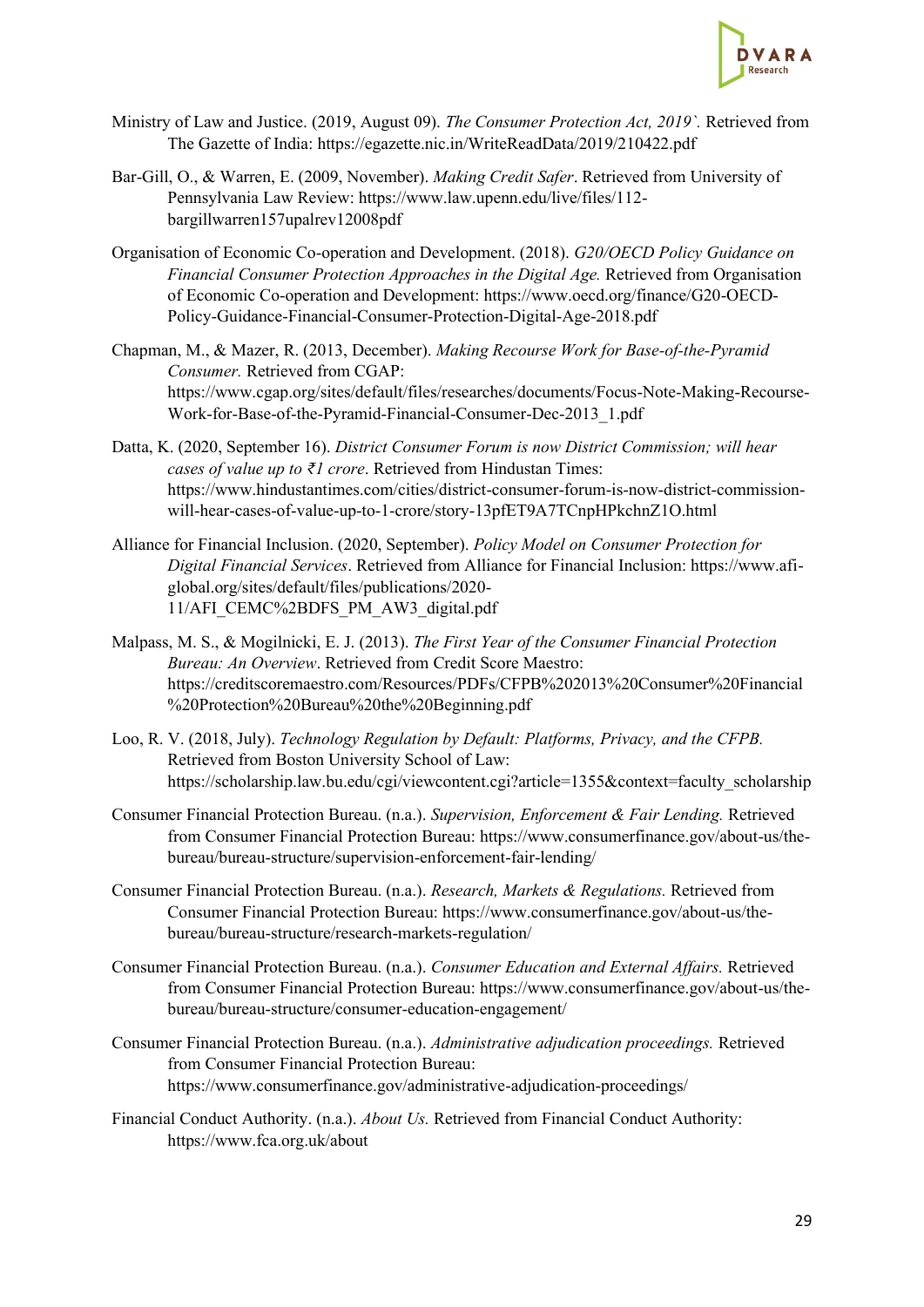Ministry of Law and Justice. (2019, August 09). *The Consumer Protection Act, 2019`.* Retrieved from The Gazette of India: https://egazette.nic.in/WriteReadData/2019/210422.pdf

Bar-Gill, O., & Warren, E. (2009, November). *Making Credit Safer*. Retrieved from University of Pennsylvania Law Review: https://www.law.upenn.edu/live/files/112-bargillwarren157upalrev12008pdf

Organisation of Economic Co-operation and Development. (2018). *G20/OECD Policy Guidance on Financial Consumer Protection Approaches in the Digital Age.* Retrieved from Organisation of Economic Co-operation and Development: https://www.oecd.org/finance/G20-OECD-Policy-Guidance-Financial-Consumer-Protection-Digital-Age-2018.pdf

Chapman, M., & Mazer, R. (2013, December). *Making Recourse Work for Base-of-the-Pyramid Consumer.* Retrieved from CGAP: https://www.cgap.org/sites/default/files/researches/documents/Focus-Note-Making-Recourse-Work-for-Base-of-the-Pyramid-Financial-Consumer-Dec-2013_1.pdf

Datta, K. (2020, September 16). *District Consumer Forum is now District Commission; will hear cases of value up to ₹1 crore*. Retrieved from Hindustan Times: https://www.hindustantimes.com/cities/district-consumer-forum-is-now-district-commission-will-hear-cases-of-value-up-to-1-crore/story-13pfET9A7TCnpHPkchnZ1O.html

Alliance for Financial Inclusion. (2020, September). *Policy Model on Consumer Protection for Digital Financial Services*. Retrieved from Alliance for Financial Inclusion: https://www.afi-global.org/sites/default/files/publications/2020-11/AFI_CEMC%2BDFS_PM_AW3_digital.pdf

Malpass, M. S., & Mogilnicki, E. J. (2013). *The First Year of the Consumer Financial Protection Bureau: An Overview*. Retrieved from Credit Score Maestro: https://creditscoremaestro.com/Resources/PDFs/CFPB%202013%20Consumer%20Financial%20Protection%20Bureau%20the%20Beginning.pdf

Loo, R. V. (2018, July). *Technology Regulation by Default: Platforms, Privacy, and the CFPB.* Retrieved from Boston University School of Law: https://scholarship.law.bu.edu/cgi/viewcontent.cgi?article=1355&context=faculty_scholarship

Consumer Financial Protection Bureau. (n.a.). *Supervision, Enforcement & Fair Lending.* Retrieved from Consumer Financial Protection Bureau: https://www.consumerfinance.gov/about-us/the-bureau/bureau-structure/supervision-enforcement-fair-lending/

Consumer Financial Protection Bureau. (n.a.). *Research, Markets & Regulations.* Retrieved from Consumer Financial Protection Bureau: https://www.consumerfinance.gov/about-us/the-bureau/bureau-structure/research-markets-regulation/

Consumer Financial Protection Bureau. (n.a.). *Consumer Education and External Affairs.* Retrieved from Consumer Financial Protection Bureau: https://www.consumerfinance.gov/about-us/the-bureau/bureau-structure/consumer-education-engagement/

Consumer Financial Protection Bureau. (n.a.). *Administrative adjudication proceedings.* Retrieved from Consumer Financial Protection Bureau: https://www.consumerfinance.gov/administrative-adjudication-proceedings/

Financial Conduct Authority. (n.a.). *About Us.* Retrieved from Financial Conduct Authority: https://www.fca.org.uk/about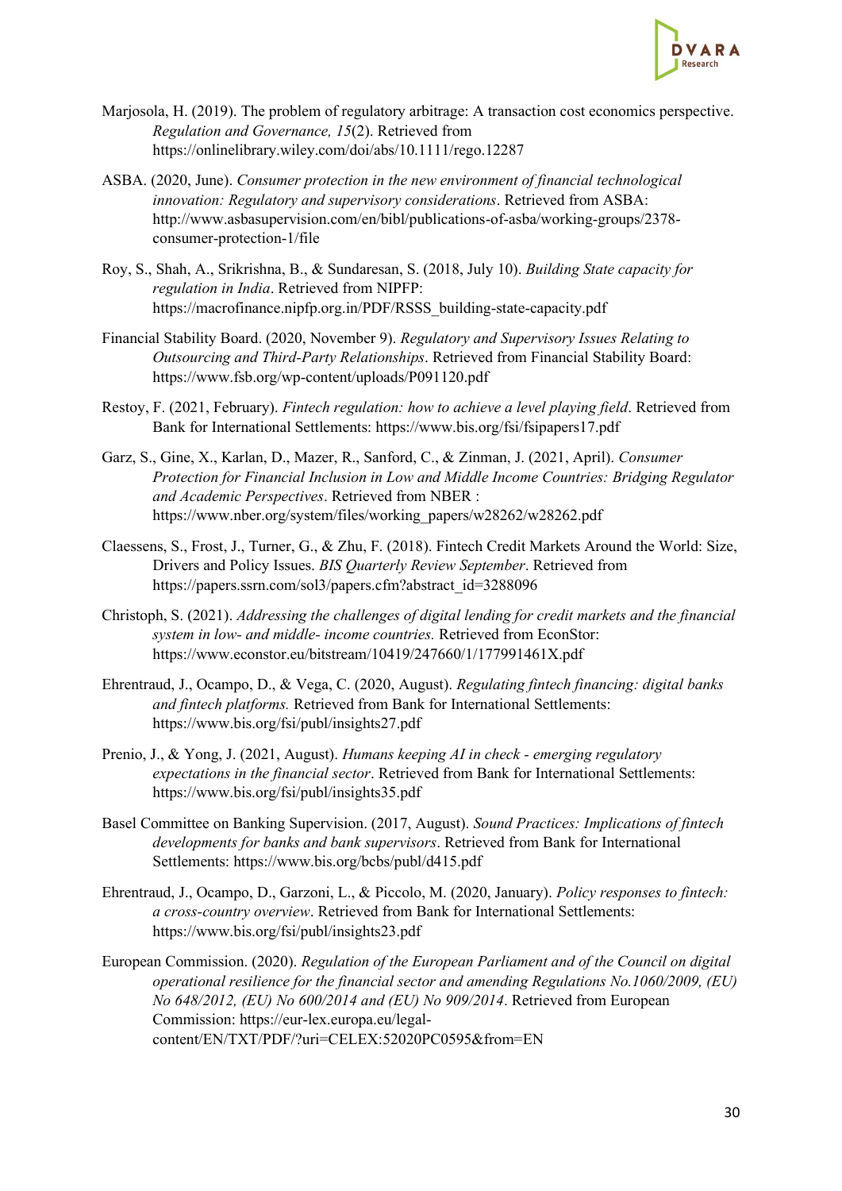Marjosola, H. (2019). The problem of regulatory arbitrage: A transaction cost economics perspective. *Regulation and Governance, 15*(2). Retrieved from https://onlinelibrary.wiley.com/doi/abs/10.1111/rego.12287

ASBA. (2020, June). *Consumer protection in the new environment of financial technological innovation: Regulatory and supervisory considerations*. Retrieved from ASBA: http://www.asbasupervision.com/en/bibl/publications-of-asba/working-groups/2378-consumer-protection-1/file

Roy, S., Shah, A., Srikrishna, B., & Sundaresan, S. (2018, July 10). *Building State capacity for regulation in India*. Retrieved from NIPFP: https://macrofinance.nipfp.org.in/PDF/RSSS_building-state-capacity.pdf

Financial Stability Board. (2020, November 9). *Regulatory and Supervisory Issues Relating to Outsourcing and Third-Party Relationships*. Retrieved from Financial Stability Board: https://www.fsb.org/wp-content/uploads/P091120.pdf

Restoy, F. (2021, February). *Fintech regulation: how to achieve a level playing field*. Retrieved from Bank for International Settlements: https://www.bis.org/fsi/fsipapers17.pdf

Garz, S., Gine, X., Karlan, D., Mazer, R., Sanford, C., & Zinman, J. (2021, April). *Consumer Protection for Financial Inclusion in Low and Middle Income Countries: Bridging Regulator and Academic Perspectives*. Retrieved from NBER : https://www.nber.org/system/files/working_papers/w28262/w28262.pdf

Claessens, S., Frost, J., Turner, G., & Zhu, F. (2018). Fintech Credit Markets Around the World: Size, Drivers and Policy Issues. *BIS Quarterly Review September*. Retrieved from https://papers.ssrn.com/sol3/papers.cfm?abstract_id=3288096

Christoph, S. (2021). *Addressing the challenges of digital lending for credit markets and the financial system in low- and middle- income countries.* Retrieved from EconStor: https://www.econstor.eu/bitstream/10419/247660/1/177991461X.pdf

Ehrentraud, J., Ocampo, D., & Vega, C. (2020, August). *Regulating fintech financing: digital banks and fintech platforms.* Retrieved from Bank for International Settlements: https://www.bis.org/fsi/publ/insights27.pdf

Prenio, J., & Yong, J. (2021, August). *Humans keeping AI in check - emerging regulatory expectations in the financial sector*. Retrieved from Bank for International Settlements: https://www.bis.org/fsi/publ/insights35.pdf

Basel Committee on Banking Supervision. (2017, August). *Sound Practices: Implications of fintech developments for banks and bank supervisors*. Retrieved from Bank for International Settlements: https://www.bis.org/bcbs/publ/d415.pdf

Ehrentraud, J., Ocampo, D., Garzoni, L., & Piccolo, M. (2020, January). *Policy responses to fintech: a cross-country overview*. Retrieved from Bank for International Settlements: https://www.bis.org/fsi/publ/insights23.pdf

European Commission. (2020). *Regulation of the European Parliament and of the Council on digital operational resilience for the financial sector and amending Regulations No.1060/2009, (EU) No 648/2012, (EU) No 600/2014 and (EU) No 909/2014*. Retrieved from European Commission: https://eur-lex.europa.eu/legal-content/EN/TXT/PDF/?uri=CELEX:52020PC0595&from=EN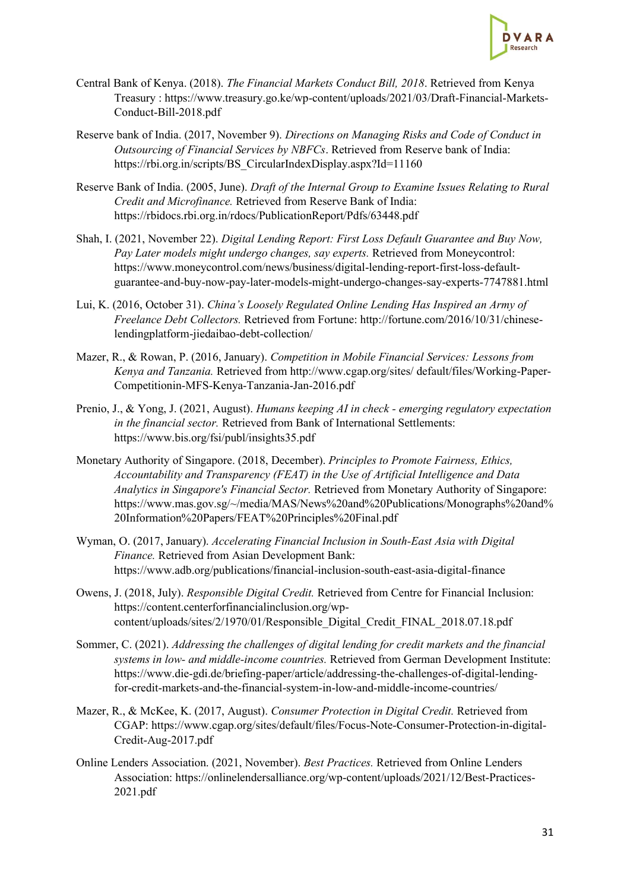Central Bank of Kenya. (2018). *The Financial Markets Conduct Bill, 2018*. Retrieved from Kenya Treasury : https://www.treasury.go.ke/wp-content/uploads/2021/03/Draft-Financial-Markets-Conduct-Bill-2018.pdf

Reserve bank of India. (2017, November 9). *Directions on Managing Risks and Code of Conduct in Outsourcing of Financial Services by NBFCs*. Retrieved from Reserve bank of India: https://rbi.org.in/scripts/BS_CircularIndexDisplay.aspx?Id=11160

Reserve Bank of India. (2005, June). *Draft of the Internal Group to Examine Issues Relating to Rural Credit and Microfinance.* Retrieved from Reserve Bank of India: https://rbidocs.rbi.org.in/rdocs/PublicationReport/Pdfs/63448.pdf

Shah, I. (2021, November 22). *Digital Lending Report: First Loss Default Guarantee and Buy Now, Pay Later models might undergo changes, say experts.* Retrieved from Moneycontrol: https://www.moneycontrol.com/news/business/digital-lending-report-first-loss-default-guarantee-and-buy-now-pay-later-models-might-undergo-changes-say-experts-7747881.html

Lui, K. (2016, October 31). *China's Loosely Regulated Online Lending Has Inspired an Army of Freelance Debt Collectors.* Retrieved from Fortune: http://fortune.com/2016/10/31/chinese-lendingplatform-jiedaibao-debt-collection/

Mazer, R., & Rowan, P. (2016, January). *Competition in Mobile Financial Services: Lessons from Kenya and Tanzania.* Retrieved from http://www.cgap.org/sites/ default/files/Working-Paper-Competitionin-MFS-Kenya-Tanzania-Jan-2016.pdf

Prenio, J., & Yong, J. (2021, August). *Humans keeping AI in check - emerging regulatory expectation in the financial sector.* Retrieved from Bank of International Settlements: https://www.bis.org/fsi/publ/insights35.pdf

Monetary Authority of Singapore. (2018, December). *Principles to Promote Fairness, Ethics, Accountability and Transparency (FEAT) in the Use of Artificial Intelligence and Data Analytics in Singapore's Financial Sector.* Retrieved from Monetary Authority of Singapore: https://www.mas.gov.sg/~/media/MAS/News%20and%20Publications/Monographs%20and%20Information%20Papers/FEAT%20Principles%20Final.pdf

Wyman, O. (2017, January). *Accelerating Financial Inclusion in South-East Asia with Digital Finance.* Retrieved from Asian Development Bank: https://www.adb.org/publications/financial-inclusion-south-east-asia-digital-finance

Owens, J. (2018, July). *Responsible Digital Credit.* Retrieved from Centre for Financial Inclusion: https://content.centerforfinancialinclusion.org/wp-content/uploads/sites/2/1970/01/Responsible_Digital_Credit_FINAL_2018.07.18.pdf

Sommer, C. (2021). *Addressing the challenges of digital lending for credit markets and the financial systems in low- and middle-income countries.* Retrieved from German Development Institute: https://www.die-gdi.de/briefing-paper/article/addressing-the-challenges-of-digital-lending-for-credit-markets-and-the-financial-system-in-low-and-middle-income-countries/

Mazer, R., & McKee, K. (2017, August). *Consumer Protection in Digital Credit.* Retrieved from CGAP: https://www.cgap.org/sites/default/files/Focus-Note-Consumer-Protection-in-digital-Credit-Aug-2017.pdf

Online Lenders Association. (2021, November). *Best Practices.* Retrieved from Online Lenders Association: https://onlinelendersalliance.org/wp-content/uploads/2021/12/Best-Practices-2021.pdf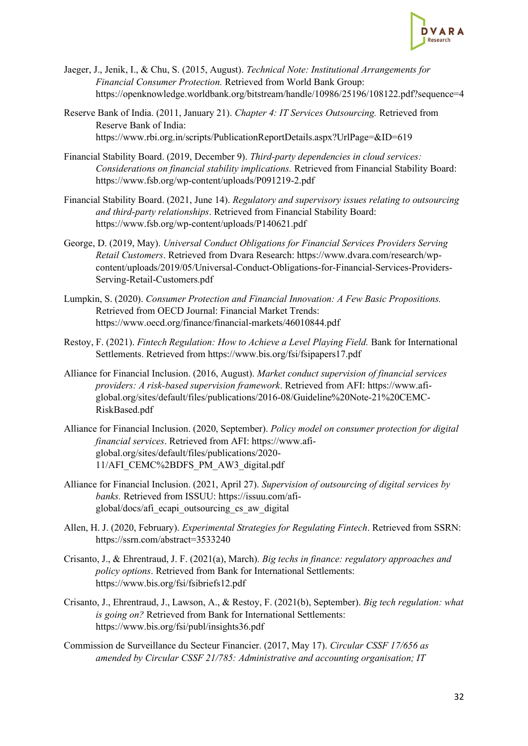Jaeger, J., Jenik, I., & Chu, S. (2015, August). *Technical Note: Institutional Arrangements for Financial Consumer Protection.* Retrieved from World Bank Group: https://openknowledge.worldbank.org/bitstream/handle/10986/25196/108122.pdf?sequence=4

Reserve Bank of India. (2011, January 21). *Chapter 4: IT Services Outsourcing.* Retrieved from Reserve Bank of India: https://www.rbi.org.in/scripts/PublicationReportDetails.aspx?UrlPage=&ID=619

Financial Stability Board. (2019, December 9). *Third-party dependencies in cloud services: Considerations on financial stability implications.* Retrieved from Financial Stability Board: https://www.fsb.org/wp-content/uploads/P091219-2.pdf

Financial Stability Board. (2021, June 14). *Regulatory and supervisory issues relating to outsourcing and third-party relationships*. Retrieved from Financial Stability Board: https://www.fsb.org/wp-content/uploads/P140621.pdf

George, D. (2019, May). *Universal Conduct Obligations for Financial Services Providers Serving Retail Customers*. Retrieved from Dvara Research: https://www.dvara.com/research/wp-content/uploads/2019/05/Universal-Conduct-Obligations-for-Financial-Services-Providers-Serving-Retail-Customers.pdf

Lumpkin, S. (2020). *Consumer Protection and Financial Innovation: A Few Basic Propositions.* Retrieved from OECD Journal: Financial Market Trends: https://www.oecd.org/finance/financial-markets/46010844.pdf

Restoy, F. (2021). *Fintech Regulation: How to Achieve a Level Playing Field.* Bank for International Settlements. Retrieved from https://www.bis.org/fsi/fsipapers17.pdf

Alliance for Financial Inclusion. (2016, August). *Market conduct supervision of financial services providers: A risk-based supervision framework*. Retrieved from AFI: https://www.afi-global.org/sites/default/files/publications/2016-08/Guideline%20Note-21%20CEMC-RiskBased.pdf

Alliance for Financial Inclusion. (2020, September). *Policy model on consumer protection for digital financial services*. Retrieved from AFI: https://www.afi-global.org/sites/default/files/publications/2020-11/AFI_CEMC%2BDFS_PM_AW3_digital.pdf

Alliance for Financial Inclusion. (2021, April 27). *Supervision of outsourcing of digital services by banks.* Retrieved from ISSUU: https://issuu.com/afi-global/docs/afi_ecapi_outsourcing_cs_aw_digital

Allen, H. J. (2020, February). *Experimental Strategies for Regulating Fintech*. Retrieved from SSRN: https://ssrn.com/abstract=3533240

Crisanto, J., & Ehrentraud, J. F. (2021(a), March). *Big techs in finance: regulatory approaches and policy options*. Retrieved from Bank for International Settlements: https://www.bis.org/fsi/fsibriefs12.pdf

Crisanto, J., Ehrentraud, J., Lawson, A., & Restoy, F. (2021(b), September). *Big tech regulation: what is going on?* Retrieved from Bank for International Settlements: https://www.bis.org/fsi/publ/insights36.pdf

Commission de Surveillance du Secteur Financier. (2017, May 17). *Circular CSSF 17/656 as amended by Circular CSSF 21/785: Administrative and accounting organisation; IT*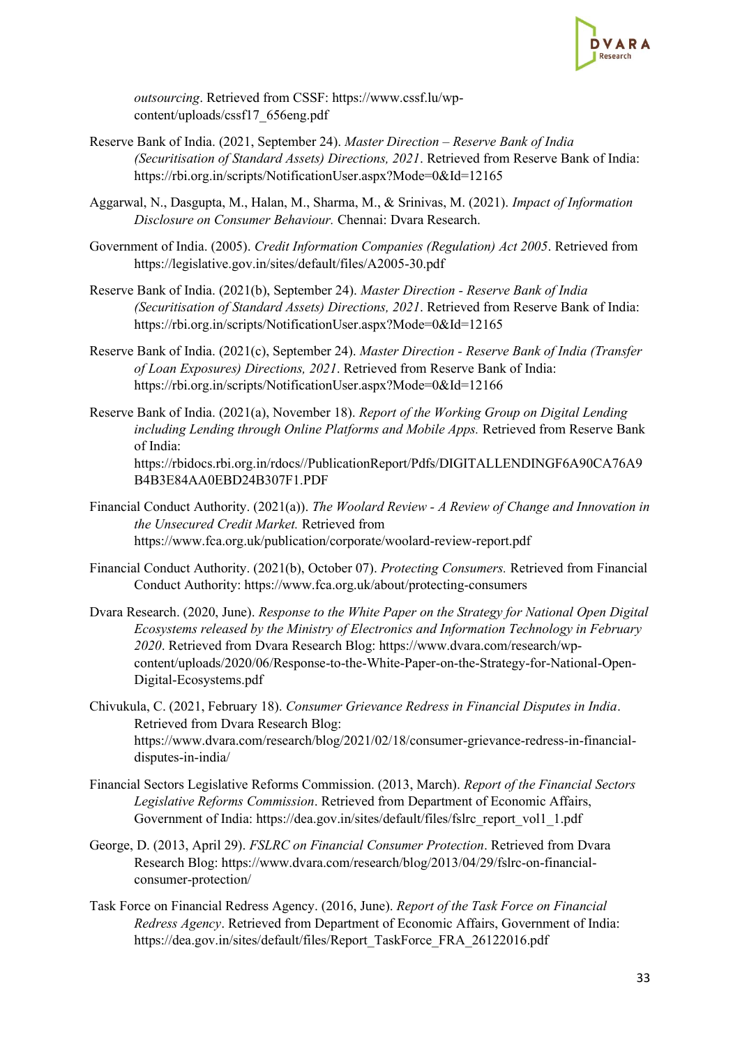*outsourcing*. Retrieved from CSSF: https://www.cssf.lu/wp-content/uploads/cssf17_656eng.pdf

Reserve Bank of India. (2021, September 24). *Master Direction – Reserve Bank of India (Securitisation of Standard Assets) Directions, 2021*. Retrieved from Reserve Bank of India: https://rbi.org.in/scripts/NotificationUser.aspx?Mode=0&Id=12165

Aggarwal, N., Dasgupta, M., Halan, M., Sharma, M., & Srinivas, M. (2021). *Impact of Information Disclosure on Consumer Behaviour.* Chennai: Dvara Research.

Government of India. (2005). *Credit Information Companies (Regulation) Act 2005*. Retrieved from https://legislative.gov.in/sites/default/files/A2005-30.pdf

Reserve Bank of India. (2021(b), September 24). *Master Direction - Reserve Bank of India (Securitisation of Standard Assets) Directions, 2021*. Retrieved from Reserve Bank of India: https://rbi.org.in/scripts/NotificationUser.aspx?Mode=0&Id=12165

Reserve Bank of India. (2021(c), September 24). *Master Direction - Reserve Bank of India (Transfer of Loan Exposures) Directions, 2021*. Retrieved from Reserve Bank of India: https://rbi.org.in/scripts/NotificationUser.aspx?Mode=0&Id=12166

Reserve Bank of India. (2021(a), November 18). *Report of the Working Group on Digital Lending including Lending through Online Platforms and Mobile Apps.* Retrieved from Reserve Bank of India: https://rbidocs.rbi.org.in/rdocs//PublicationReport/Pdfs/DIGITALLENDINGF6A90CA76A9B4B3E84AA0EBD24B307F1.PDF

Financial Conduct Authority. (2021(a)). *The Woolard Review - A Review of Change and Innovation in the Unsecured Credit Market.* Retrieved from https://www.fca.org.uk/publication/corporate/woolard-review-report.pdf

Financial Conduct Authority. (2021(b), October 07). *Protecting Consumers.* Retrieved from Financial Conduct Authority: https://www.fca.org.uk/about/protecting-consumers

Dvara Research. (2020, June). *Response to the White Paper on the Strategy for National Open Digital Ecosystems released by the Ministry of Electronics and Information Technology in February 2020*. Retrieved from Dvara Research Blog: https://www.dvara.com/research/wp-content/uploads/2020/06/Response-to-the-White-Paper-on-the-Strategy-for-National-Open-Digital-Ecosystems.pdf

Chivukula, C. (2021, February 18). *Consumer Grievance Redress in Financial Disputes in India*. Retrieved from Dvara Research Blog: https://www.dvara.com/research/blog/2021/02/18/consumer-grievance-redress-in-financial-disputes-in-india/

Financial Sectors Legislative Reforms Commission. (2013, March). *Report of the Financial Sectors Legislative Reforms Commission*. Retrieved from Department of Economic Affairs, Government of India: https://dea.gov.in/sites/default/files/fslrc_report_vol1_1.pdf

George, D. (2013, April 29). *FSLRC on Financial Consumer Protection*. Retrieved from Dvara Research Blog: https://www.dvara.com/research/blog/2013/04/29/fslrc-on-financial-consumer-protection/

Task Force on Financial Redress Agency. (2016, June). *Report of the Task Force on Financial Redress Agency*. Retrieved from Department of Economic Affairs, Government of India: https://dea.gov.in/sites/default/files/Report_TaskForce_FRA_26122016.pdf